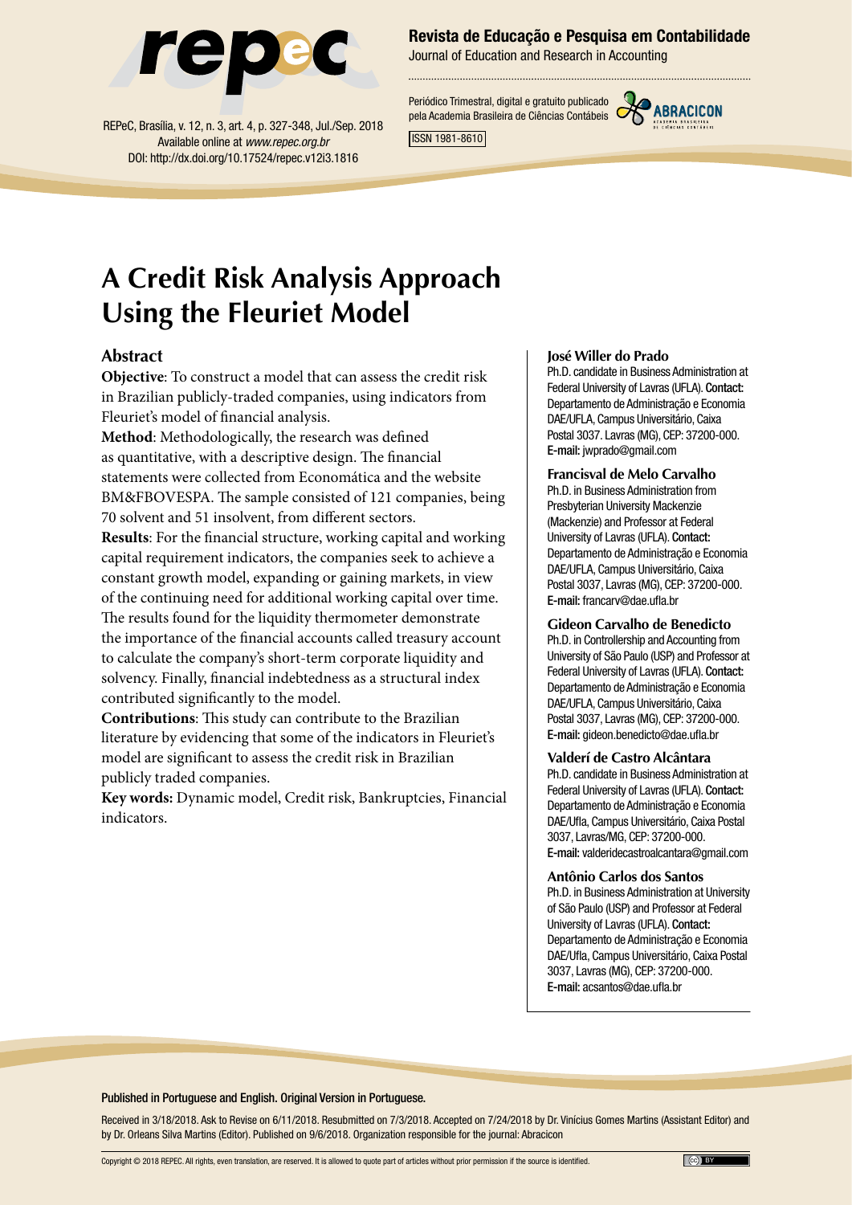# A Credit Risk Analysis Approach Using the Fleuriet Model

## Abstract

**Objective**: To construct a model that can assess the credit risk in Brazilian publicly-traded companies, using indicators from Fleuriet's model of financial analysis.

**Method**: Methodologically, the research was defined as quantitative, with a descriptive design. The financial statements were collected from Economática and the website BM&FBOVESPA. The sample consisted of 121 companies, being 70 solvent and 51 insolvent, from different sectors.

**Results**: For the financial structure, working capital and working capital requirement indicators, the companies seek to achieve a constant growth model, expanding or gaining markets, in view of the continuing need for additional working capital over time. The results found for the liquidity thermometer demonstrate the importance of the financial accounts called treasury account to calculate the company's short-term corporate liquidity and solvency. Finally, financial indebtedness as a structural index contributed significantly to the model.

**Contributions**: This study can contribute to the Brazilian literature by evidencing that some of the indicators in Fleuriet's model are significant to assess the credit risk in Brazilian publicly traded companies.

**Key words:** Dynamic model, Credit risk, Bankruptcies, Financial indicators.

**José Willer do Prado**
Ph.D. candidate in Business Administration at Federal University of Lavras (UFLA). **Contact:** Departamento de Administração e Economia DAE/UFLA, Campus Universitário, Caixa Postal 3037. Lavras (MG), CEP: 37200-000. **E-mail:** jwprado@gmail.com

**Francisval de Melo Carvalho**
Ph.D. in Business Administration from Presbyterian University Mackenzie (Mackenzie) and Professor at Federal University of Lavras (UFLA). **Contact:** Departamento de Administração e Economia DAE/UFLA, Campus Universitário, Caixa Postal 3037, Lavras (MG), CEP: 37200-000. **E-mail:** francarv@dae.ufla.br

**Gideon Carvalho de Benedicto**
Ph.D. in Controllership and Accounting from University of São Paulo (USP) and Professor at Federal University of Lavras (UFLA). **Contact:** Departamento de Administração e Economia DAE/UFLA, Campus Universitário, Caixa Postal 3037, Lavras (MG), CEP: 37200-000. **E-mail:** gideon.benedicto@dae.ufla.br

**Valderí de Castro Alcântara**
Ph.D. candidate in Business Administration at Federal University of Lavras (UFLA). **Contact:** Departamento de Administração e Economia DAE/Ufla, Campus Universitário, Caixa Postal 3037, Lavras/MG, CEP: 37200-000. **E-mail:** valderidecastroalcantara@gmail.com

**Antônio Carlos dos Santos**
Ph.D. in Business Administration at University of São Paulo (USP) and Professor at Federal University of Lavras (UFLA). **Contact:** Departamento de Administração e Economia DAE/Ufla, Campus Universitário, Caixa Postal 3037, Lavras (MG), CEP: 37200-000. **E-mail:** acsantos@dae.ufla.br

Published in Portuguese and English. Original Version in Portuguese.

Received in 3/18/2018. Ask to Revise on 6/11/2018. Resubmitted on 7/3/2018. Accepted on 7/24/2018 by Dr. Vinícius Gomes Martins (Assistant Editor) and by Dr. Orleans Silva Martins (Editor). Published on 9/6/2018. Organization responsible for the journal: Abracicon

Copyright © 2018 REPEC. All rights, even translation, are reserved. It is allowed to quote part of articles without prior permission if the source is identified.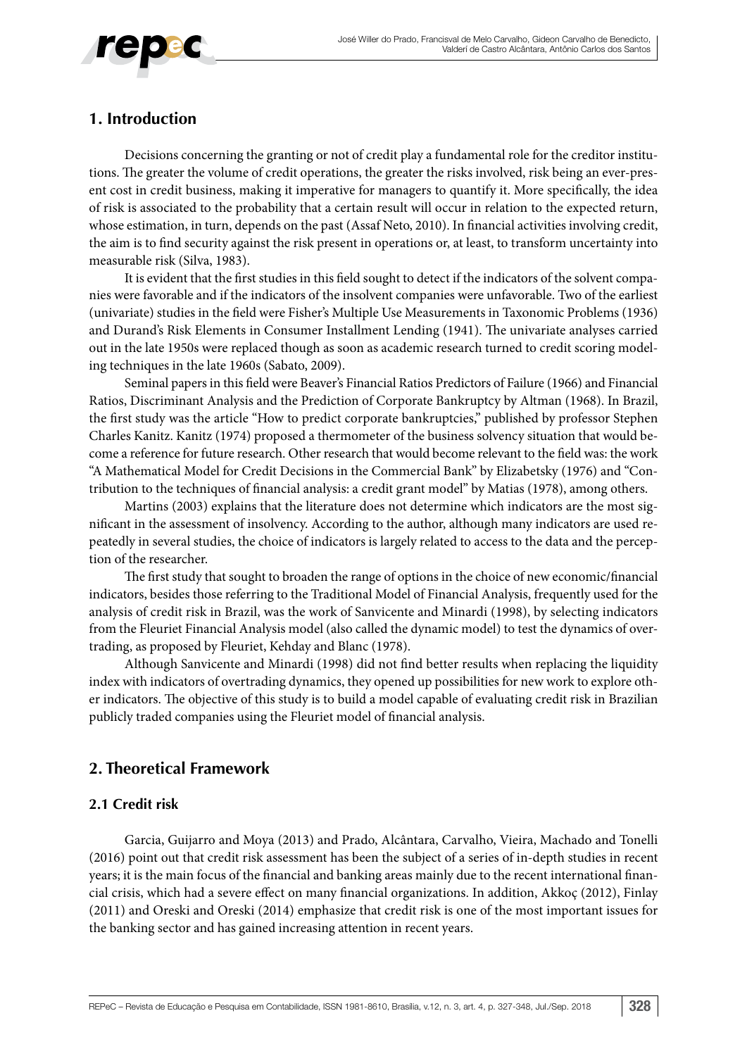## 1. Introduction

Decisions concerning the granting or not of credit play a fundamental role for the creditor institutions. The greater the volume of credit operations, the greater the risks involved, risk being an ever-present cost in credit business, making it imperative for managers to quantify it. More specifically, the idea of risk is associated to the probability that a certain result will occur in relation to the expected return, whose estimation, in turn, depends on the past (Assaf Neto, 2010). In financial activities involving credit, the aim is to find security against the risk present in operations or, at least, to transform uncertainty into measurable risk (Silva, 1983).

It is evident that the first studies in this field sought to detect if the indicators of the solvent companies were favorable and if the indicators of the insolvent companies were unfavorable. Two of the earliest (univariate) studies in the field were Fisher's Multiple Use Measurements in Taxonomic Problems (1936) and Durand's Risk Elements in Consumer Installment Lending (1941). The univariate analyses carried out in the late 1950s were replaced though as soon as academic research turned to credit scoring modeling techniques in the late 1960s (Sabato, 2009).

Seminal papers in this field were Beaver's Financial Ratios Predictors of Failure (1966) and Financial Ratios, Discriminant Analysis and the Prediction of Corporate Bankruptcy by Altman (1968). In Brazil, the first study was the article "How to predict corporate bankruptcies," published by professor Stephen Charles Kanitz. Kanitz (1974) proposed a thermometer of the business solvency situation that would become a reference for future research. Other research that would become relevant to the field was: the work "A Mathematical Model for Credit Decisions in the Commercial Bank" by Elizabetsky (1976) and "Contribution to the techniques of financial analysis: a credit grant model" by Matias (1978), among others.

Martins (2003) explains that the literature does not determine which indicators are the most significant in the assessment of insolvency. According to the author, although many indicators are used repeatedly in several studies, the choice of indicators is largely related to access to the data and the perception of the researcher.

The first study that sought to broaden the range of options in the choice of new economic/financial indicators, besides those referring to the Traditional Model of Financial Analysis, frequently used for the analysis of credit risk in Brazil, was the work of Sanvicente and Minardi (1998), by selecting indicators from the Fleuriet Financial Analysis model (also called the dynamic model) to test the dynamics of overtrading, as proposed by Fleuriet, Kehday and Blanc (1978).

Although Sanvicente and Minardi (1998) did not find better results when replacing the liquidity index with indicators of overtrading dynamics, they opened up possibilities for new work to explore other indicators. The objective of this study is to build a model capable of evaluating credit risk in Brazilian publicly traded companies using the Fleuriet model of financial analysis.

## 2. Theoretical Framework

### 2.1 Credit risk

Garcia, Guijarro and Moya (2013) and Prado, Alcântara, Carvalho, Vieira, Machado and Tonelli (2016) point out that credit risk assessment has been the subject of a series of in-depth studies in recent years; it is the main focus of the financial and banking areas mainly due to the recent international financial crisis, which had a severe effect on many financial organizations. In addition, Akkoç (2012), Finlay (2011) and Oreski and Oreski (2014) emphasize that credit risk is one of the most important issues for the banking sector and has gained increasing attention in recent years.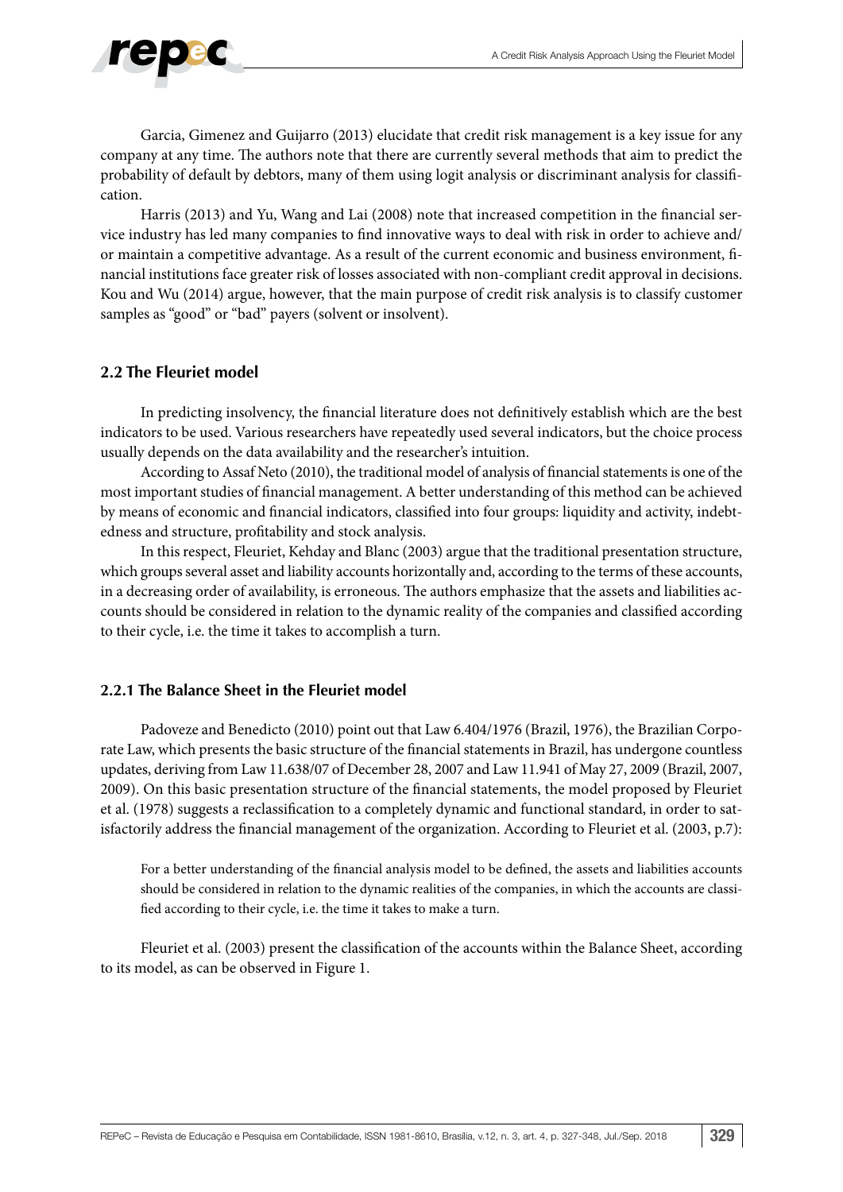Garcia, Gimenez and Guijarro (2013) elucidate that credit risk management is a key issue for any company at any time. The authors note that there are currently several methods that aim to predict the probability of default by debtors, many of them using logit analysis or discriminant analysis for classification.

Harris (2013) and Yu, Wang and Lai (2008) note that increased competition in the financial service industry has led many companies to find innovative ways to deal with risk in order to achieve and/or maintain a competitive advantage. As a result of the current economic and business environment, financial institutions face greater risk of losses associated with non-compliant credit approval in decisions. Kou and Wu (2014) argue, however, that the main purpose of credit risk analysis is to classify customer samples as "good" or "bad" payers (solvent or insolvent).

## 2.2 The Fleuriet model

In predicting insolvency, the financial literature does not definitively establish which are the best indicators to be used. Various researchers have repeatedly used several indicators, but the choice process usually depends on the data availability and the researcher's intuition.

According to Assaf Neto (2010), the traditional model of analysis of financial statements is one of the most important studies of financial management. A better understanding of this method can be achieved by means of economic and financial indicators, classified into four groups: liquidity and activity, indebtedness and structure, profitability and stock analysis.

In this respect, Fleuriet, Kehday and Blanc (2003) argue that the traditional presentation structure, which groups several asset and liability accounts horizontally and, according to the terms of these accounts, in a decreasing order of availability, is erroneous. The authors emphasize that the assets and liabilities accounts should be considered in relation to the dynamic reality of the companies and classified according to their cycle, i.e. the time it takes to accomplish a turn.

### 2.2.1 The Balance Sheet in the Fleuriet model

Padoveze and Benedicto (2010) point out that Law 6.404/1976 (Brazil, 1976), the Brazilian Corporate Law, which presents the basic structure of the financial statements in Brazil, has undergone countless updates, deriving from Law 11.638/07 of December 28, 2007 and Law 11.941 of May 27, 2009 (Brazil, 2007, 2009). On this basic presentation structure of the financial statements, the model proposed by Fleuriet et al. (1978) suggests a reclassification to a completely dynamic and functional standard, in order to satisfactorily address the financial management of the organization. According to Fleuriet et al. (2003, p.7):

> For a better understanding of the financial analysis model to be defined, the assets and liabilities accounts should be considered in relation to the dynamic realities of the companies, in which the accounts are classified according to their cycle, i.e. the time it takes to make a turn.

Fleuriet et al. (2003) present the classification of the accounts within the Balance Sheet, according to its model, as can be observed in Figure 1.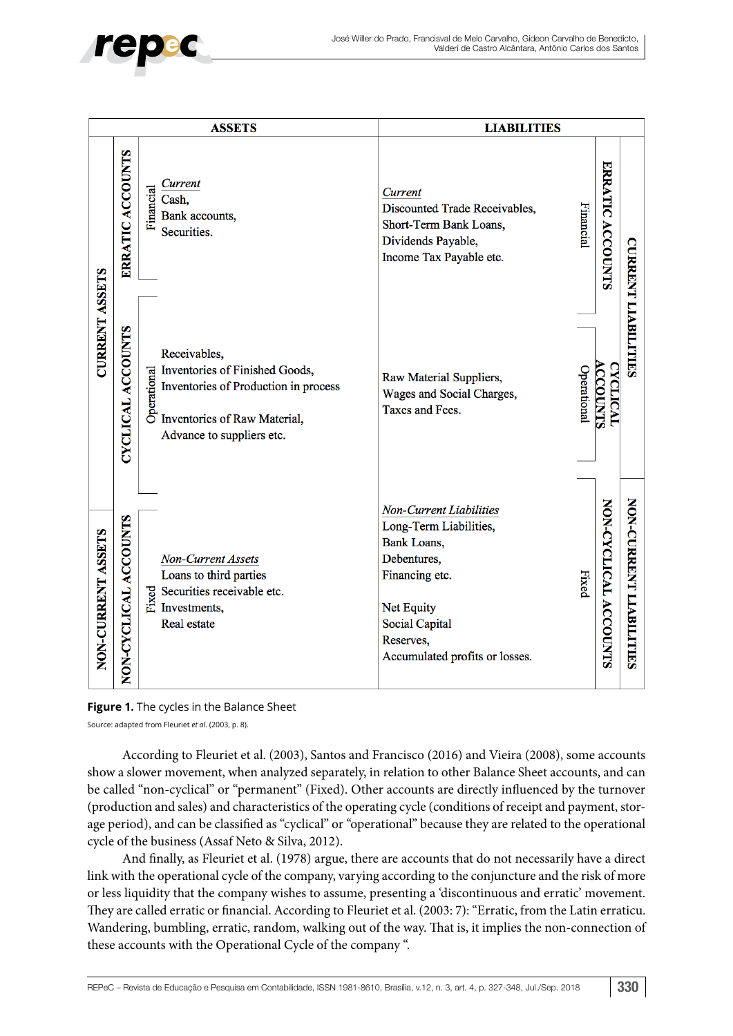| | | | ASSETS | LIABILITIES | | | |
|---|---|---|---|---|---|---|---|
| CURRENT ASSETS | ERRATIC ACCOUNTS | Financial | *Current*<br>Cash,<br>Bank accounts,<br>Securities. | *Current*<br>Discounted Trade Receivables,<br>Short-Term Bank Loans,<br>Dividends Payable,<br>Income Tax Payable etc. | Financial | ERRATIC ACCOUNTS | CURRENT LIABILITIES |
| CURRENT ASSETS | CYCLICAL ACCOUNTS | Operational | Receivables,<br>Inventories of Finished Goods,<br>Inventories of Production in process<br><br>Inventories of Raw Material,<br>Advance to suppliers etc. | Raw Material Suppliers,<br>Wages and Social Charges,<br>Taxes and Fees. | Operational | CYCLICAL ACCOUNTS | CURRENT LIABILITIES |
| NON-CURRENT ASSETS | NON-CYCLICAL ACCOUNTS | Fixed | *Non-Current Assets*<br>Loans to third parties<br>Securities receivable etc.<br>Investments,<br>Real estate | *Non-Current Liabilities*<br>Long-Term Liabilities,<br>Bank Loans,<br>Debentures,<br>Financing etc.<br><br>Net Equity<br>Social Capital<br>Reserves,<br>Accumulated profits or losses. | Fixed | NON-CYCLICAL ACCOUNTS | NON-CURRENT LIABILITIES |

**Figure 1.** The cycles in the Balance Sheet

Source: adapted from Fleuriet *et al*. (2003, p. 8).

According to Fleuriet et al. (2003), Santos and Francisco (2016) and Vieira (2008), some accounts show a slower movement, when analyzed separately, in relation to other Balance Sheet accounts, and can be called "non-cyclical" or "permanent" (Fixed). Other accounts are directly influenced by the turnover (production and sales) and characteristics of the operating cycle (conditions of receipt and payment, storage period), and can be classified as "cyclical" or "operational" because they are related to the operational cycle of the business (Assaf Neto & Silva, 2012).

And finally, as Fleuriet et al. (1978) argue, there are accounts that do not necessarily have a direct link with the operational cycle of the company, varying according to the conjuncture and the risk of more or less liquidity that the company wishes to assume, presenting a 'discontinuous and erratic' movement. They are called erratic or financial. According to Fleuriet et al. (2003: 7): "Erratic, from the Latin erraticu. Wandering, bumbling, erratic, random, walking out of the way. That is, it implies the non-connection of these accounts with the Operational Cycle of the company ".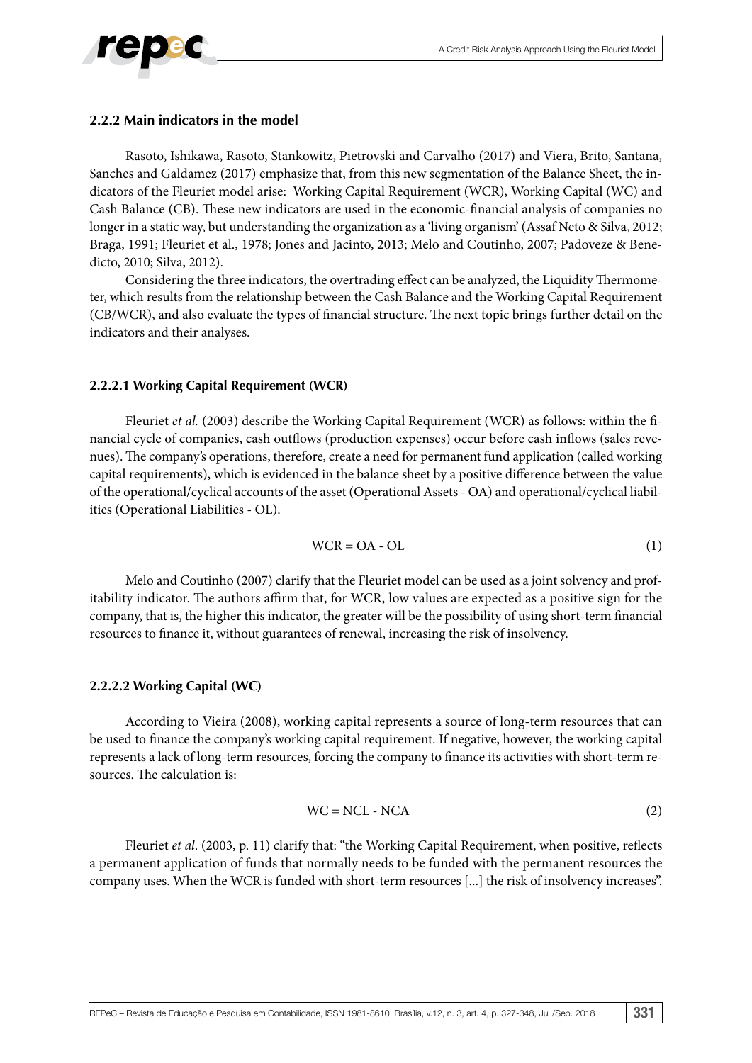#### 2.2.2 Main indicators in the model

Rasoto, Ishikawa, Rasoto, Stankowitz, Pietrovski and Carvalho (2017) and Viera, Brito, Santana, Sanches and Galdamez (2017) emphasize that, from this new segmentation of the Balance Sheet, the indicators of the Fleuriet model arise: Working Capital Requirement (WCR), Working Capital (WC) and Cash Balance (CB). These new indicators are used in the economic-financial analysis of companies no longer in a static way, but understanding the organization as a 'living organism' (Assaf Neto & Silva, 2012; Braga, 1991; Fleuriet et al., 1978; Jones and Jacinto, 2013; Melo and Coutinho, 2007; Padoveze & Benedicto, 2010; Silva, 2012).

Considering the three indicators, the overtrading effect can be analyzed, the Liquidity Thermometer, which results from the relationship between the Cash Balance and the Working Capital Requirement (CB/WCR), and also evaluate the types of financial structure. The next topic brings further detail on the indicators and their analyses.

##### 2.2.2.1 Working Capital Requirement (WCR)

Fleuriet *et al.* (2003) describe the Working Capital Requirement (WCR) as follows: within the financial cycle of companies, cash outflows (production expenses) occur before cash inflows (sales revenues). The company's operations, therefore, create a need for permanent fund application (called working capital requirements), which is evidenced in the balance sheet by a positive difference between the value of the operational/cyclical accounts of the asset (Operational Assets - OA) and operational/cyclical liabilities (Operational Liabilities - OL).

$$WCR = OA - OL \tag{1}$$

Melo and Coutinho (2007) clarify that the Fleuriet model can be used as a joint solvency and profitability indicator. The authors affirm that, for WCR, low values are expected as a positive sign for the company, that is, the higher this indicator, the greater will be the possibility of using short-term financial resources to finance it, without guarantees of renewal, increasing the risk of insolvency.

##### 2.2.2.2 Working Capital (WC)

According to Vieira (2008), working capital represents a source of long-term resources that can be used to finance the company's working capital requirement. If negative, however, the working capital represents a lack of long-term resources, forcing the company to finance its activities with short-term resources. The calculation is:

$$WC = NCL - NCA \tag{2}$$

Fleuriet *et al*. (2003, p. 11) clarify that: "the Working Capital Requirement, when positive, reflects a permanent application of funds that normally needs to be funded with the permanent resources the company uses. When the WCR is funded with short-term resources [...] the risk of insolvency increases".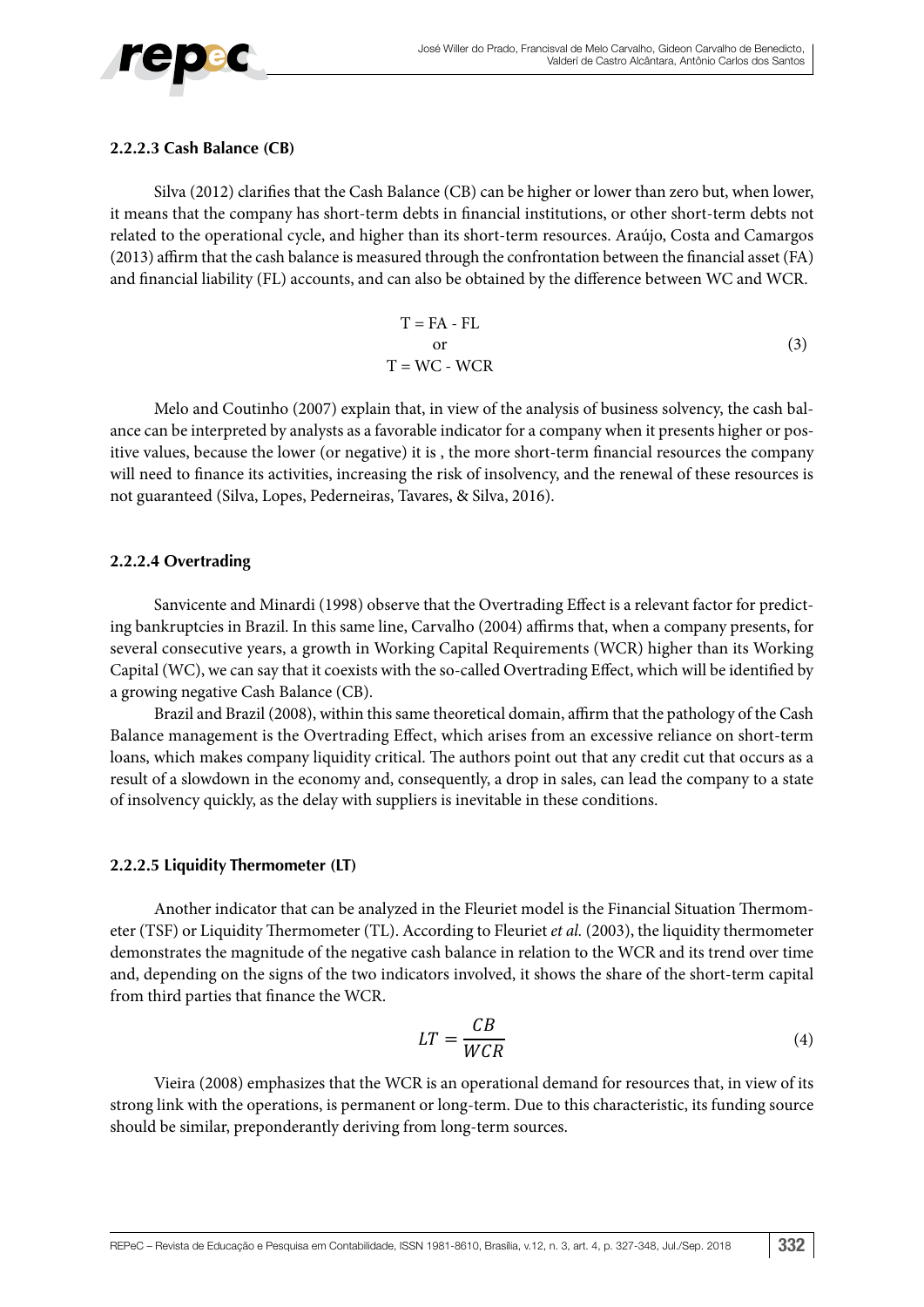#### 2.2.2.3 Cash Balance (CB)

Silva (2012) clarifies that the Cash Balance (CB) can be higher or lower than zero but, when lower, it means that the company has short-term debts in financial institutions, or other short-term debts not related to the operational cycle, and higher than its short-term resources. Araújo, Costa and Camargos (2013) affirm that the cash balance is measured through the confrontation between the financial asset (FA) and financial liability (FL) accounts, and can also be obtained by the difference between WC and WCR.

$$
\begin{gathered}
T = FA - FL \\
\text{or} \\
T = WC - WCR
\end{gathered}
\tag{3}
$$

Melo and Coutinho (2007) explain that, in view of the analysis of business solvency, the cash balance can be interpreted by analysts as a favorable indicator for a company when it presents higher or positive values, because the lower (or negative) it is , the more short-term financial resources the company will need to finance its activities, increasing the risk of insolvency, and the renewal of these resources is not guaranteed (Silva, Lopes, Pederneiras, Tavares, & Silva, 2016).

#### 2.2.2.4 Overtrading

Sanvicente and Minardi (1998) observe that the Overtrading Effect is a relevant factor for predicting bankruptcies in Brazil. In this same line, Carvalho (2004) affirms that, when a company presents, for several consecutive years, a growth in Working Capital Requirements (WCR) higher than its Working Capital (WC), we can say that it coexists with the so-called Overtrading Effect, which will be identified by a growing negative Cash Balance (CB).

Brazil and Brazil (2008), within this same theoretical domain, affirm that the pathology of the Cash Balance management is the Overtrading Effect, which arises from an excessive reliance on short-term loans, which makes company liquidity critical. The authors point out that any credit cut that occurs as a result of a slowdown in the economy and, consequently, a drop in sales, can lead the company to a state of insolvency quickly, as the delay with suppliers is inevitable in these conditions.

#### 2.2.2.5 Liquidity Thermometer (LT)

Another indicator that can be analyzed in the Fleuriet model is the Financial Situation Thermometer (TSF) or Liquidity Thermometer (TL). According to Fleuriet *et al.* (2003), the liquidity thermometer demonstrates the magnitude of the negative cash balance in relation to the WCR and its trend over time and, depending on the signs of the two indicators involved, it shows the share of the short-term capital from third parties that finance the WCR.

$$
LT = \frac{CB}{WCR} \tag{4}
$$

Vieira (2008) emphasizes that the WCR is an operational demand for resources that, in view of its strong link with the operations, is permanent or long-term. Due to this characteristic, its funding source should be similar, preponderantly deriving from long-term sources.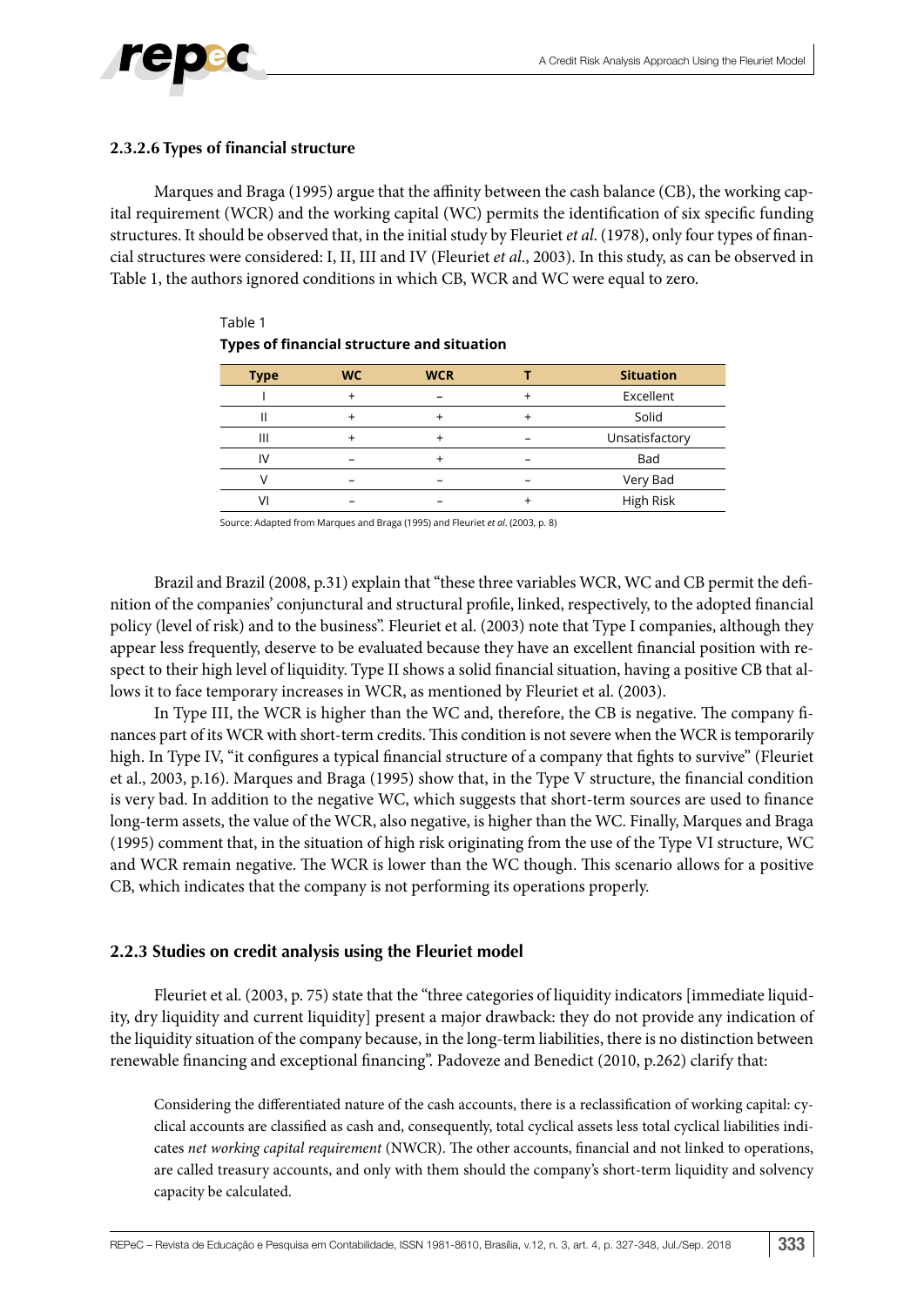### 2.3.2.6 Types of financial structure

Marques and Braga (1995) argue that the affinity between the cash balance (CB), the working capital requirement (WCR) and the working capital (WC) permits the identification of six specific funding structures. It should be observed that, in the initial study by Fleuriet *et al*. (1978), only four types of financial structures were considered: I, II, III and IV (Fleuriet *et al*., 2003). In this study, as can be observed in Table 1, the authors ignored conditions in which CB, WCR and WC were equal to zero.

Table 1
**Types of financial structure and situation**

| Type | WC | WCR | T | Situation |
|---|---|---|---|---|
| I | + | – | + | Excellent |
| II | + | + | + | Solid |
| III | + | + | – | Unsatisfactory |
| IV | – | + | – | Bad |
| V | – | – | – | Very Bad |
| VI | – | – | + | High Risk |

Source: Adapted from Marques and Braga (1995) and Fleuriet *et al*. (2003, p. 8)

Brazil and Brazil (2008, p.31) explain that "these three variables WCR, WC and CB permit the definition of the companies' conjunctural and structural profile, linked, respectively, to the adopted financial policy (level of risk) and to the business". Fleuriet et al. (2003) note that Type I companies, although they appear less frequently, deserve to be evaluated because they have an excellent financial position with respect to their high level of liquidity. Type II shows a solid financial situation, having a positive CB that allows it to face temporary increases in WCR, as mentioned by Fleuriet et al. (2003).

In Type III, the WCR is higher than the WC and, therefore, the CB is negative. The company finances part of its WCR with short-term credits. This condition is not severe when the WCR is temporarily high. In Type IV, "it configures a typical financial structure of a company that fights to survive" (Fleuriet et al., 2003, p.16). Marques and Braga (1995) show that, in the Type V structure, the financial condition is very bad. In addition to the negative WC, which suggests that short-term sources are used to finance long-term assets, the value of the WCR, also negative, is higher than the WC. Finally, Marques and Braga (1995) comment that, in the situation of high risk originating from the use of the Type VI structure, WC and WCR remain negative. The WCR is lower than the WC though. This scenario allows for a positive CB, which indicates that the company is not performing its operations properly.

### 2.2.3 Studies on credit analysis using the Fleuriet model

Fleuriet et al. (2003, p. 75) state that the "three categories of liquidity indicators [immediate liquidity, dry liquidity and current liquidity] present a major drawback: they do not provide any indication of the liquidity situation of the company because, in the long-term liabilities, there is no distinction between renewable financing and exceptional financing". Padoveze and Benedict (2010, p.262) clarify that:

> Considering the differentiated nature of the cash accounts, there is a reclassification of working capital: cyclical accounts are classified as cash and, consequently, total cyclical assets less total cyclical liabilities indicates *net working capital requirement* (NWCR). The other accounts, financial and not linked to operations, are called treasury accounts, and only with them should the company's short-term liquidity and solvency capacity be calculated.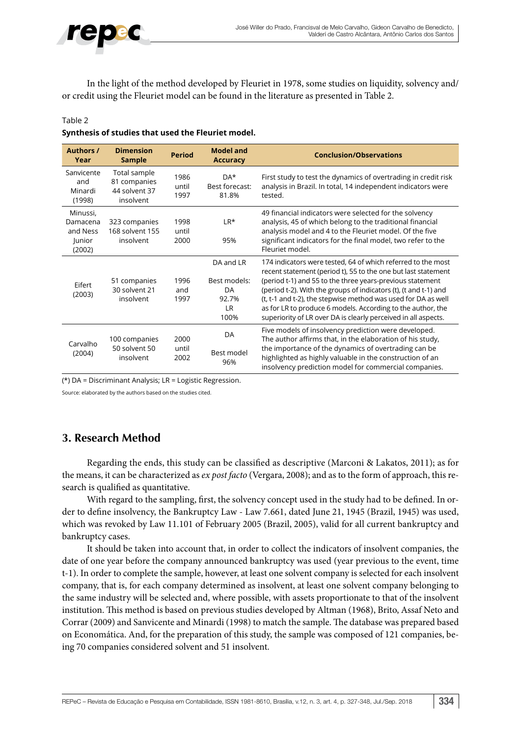In the light of the method developed by Fleuriet in 1978, some studies on liquidity, solvency and/or credit using the Fleuriet model can be found in the literature as presented in Table 2.

Table 2

**Synthesis of studies that used the Fleuriet model.**

| Authors / Year | Dimension Sample | Period | Model and Accuracy | Conclusion/Observations |
|---|---|---|---|---|
| Sanvicente and Minardi (1998) | Total sample 81 companies 44 solvent 37 insolvent | 1986 until 1997 | DA* Best forecast: 81.8% | First study to test the dynamics of overtrading in credit risk analysis in Brazil. In total, 14 independent indicators were tested. |
| Minussi, Damacena and Ness Junior (2002) | 323 companies 168 solvent 155 insolvent | 1998 until 2000 | LR* 95% | 49 financial indicators were selected for the solvency analysis, 45 of which belong to the traditional financial analysis model and 4 to the Fleuriet model. Of the five significant indicators for the final model, two refer to the Fleuriet model. |
| Eifert (2003) | 51 companies 30 solvent 21 insolvent | 1996 and 1997 | DA and LR Best models: DA 92.7% LR 100% | 174 indicators were tested, 64 of which referred to the most recent statement (period t), 55 to the one but last statement (period t-1) and 55 to the three years-previous statement (period t-2). With the groups of indicators (t), (t and t-1) and (t, t-1 and t-2), the stepwise method was used for DA as well as for LR to produce 6 models. According to the author, the superiority of LR over DA is clearly perceived in all aspects. |
| Carvalho (2004) | 100 companies 50 solvent 50 insolvent | 2000 until 2002 | DA Best model 96% | Five models of insolvency prediction were developed. The author affirms that, in the elaboration of his study, the importance of the dynamics of overtrading can be highlighted as highly valuable in the construction of an insolvency prediction model for commercial companies. |

(*) DA = Discriminant Analysis; LR = Logistic Regression.

Source: elaborated by the authors based on the studies cited.

## 3. Research Method

Regarding the ends, this study can be classified as descriptive (Marconi & Lakatos, 2011); as for the means, it can be characterized as *ex post facto* (Vergara, 2008); and as to the form of approach, this research is qualified as quantitative.

With regard to the sampling, first, the solvency concept used in the study had to be defined. In order to define insolvency, the Bankruptcy Law - Law 7.661, dated June 21, 1945 (Brazil, 1945) was used, which was revoked by Law 11.101 of February 2005 (Brazil, 2005), valid for all current bankruptcy and bankruptcy cases.

It should be taken into account that, in order to collect the indicators of insolvent companies, the date of one year before the company announced bankruptcy was used (year previous to the event, time t-1). In order to complete the sample, however, at least one solvent company is selected for each insolvent company, that is, for each company determined as insolvent, at least one solvent company belonging to the same industry will be selected and, where possible, with assets proportionate to that of the insolvent institution. This method is based on previous studies developed by Altman (1968), Brito, Assaf Neto and Corrar (2009) and Sanvicente and Minardi (1998) to match the sample. The database was prepared based on Economática. And, for the preparation of this study, the sample was composed of 121 companies, being 70 companies considered solvent and 51 insolvent.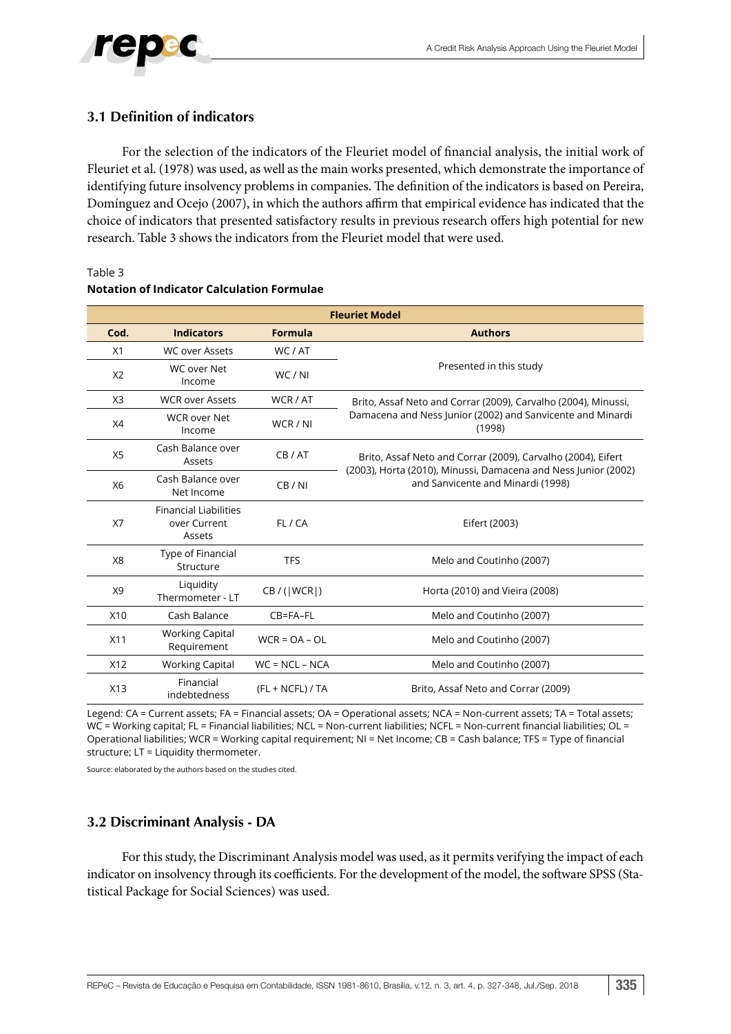### 3.1 Definition of indicators

For the selection of the indicators of the Fleuriet model of financial analysis, the initial work of Fleuriet et al. (1978) was used, as well as the main works presented, which demonstrate the importance of identifying future insolvency problems in companies. The definition of the indicators is based on Pereira, Domínguez and Ocejo (2007), in which the authors affirm that empirical evidence has indicated that the choice of indicators that presented satisfactory results in previous research offers high potential for new research. Table 3 shows the indicators from the Fleuriet model that were used.

Table 3
**Notation of Indicator Calculation Formulae**

| Fleuriet Model | | | |
|---|---|---|---|
| **Cod.** | **Indicators** | **Formula** | **Authors** |
| X1 | WC over Assets | WC / AT | Presented in this study |
| X2 | WC over Net Income | WC / NI | Presented in this study |
| X3 | WCR over Assets | WCR / AT | Brito, Assaf Neto and Corrar (2009), Carvalho (2004), Minussi, Damacena and Ness Junior (2002) and Sanvicente and Minardi (1998) |
| X4 | WCR over Net Income | WCR / NI | Brito, Assaf Neto and Corrar (2009), Carvalho (2004), Minussi, Damacena and Ness Junior (2002) and Sanvicente and Minardi (1998) |
| X5 | Cash Balance over Assets | CB / AT | Brito, Assaf Neto and Corrar (2009), Carvalho (2004), Eifert (2003), Horta (2010), Minussi, Damacena and Ness Junior (2002) and Sanvicente and Minardi (1998) |
| X6 | Cash Balance over Net Income | CB / NI | Brito, Assaf Neto and Corrar (2009), Carvalho (2004), Eifert (2003), Horta (2010), Minussi, Damacena and Ness Junior (2002) and Sanvicente and Minardi (1998) |
| X7 | Financial Liabilities over Current Assets | FL / CA | Eifert (2003) |
| X8 | Type of Financial Structure | TFS | Melo and Coutinho (2007) |
| X9 | Liquidity Thermometer - LT | CB / (\|WCR\|) | Horta (2010) and Vieira (2008) |
| X10 | Cash Balance | CB=FA–FL | Melo and Coutinho (2007) |
| X11 | Working Capital Requirement | WCR = OA – OL | Melo and Coutinho (2007) |
| X12 | Working Capital | WC = NCL – NCA | Melo and Coutinho (2007) |
| X13 | Financial indebtedness | (FL + NCFL) / TA | Brito, Assaf Neto and Corrar (2009) |

Legend: CA = Current assets; FA = Financial assets; OA = Operational assets; NCA = Non-current assets; TA = Total assets; WC = Working capital; FL = Financial liabilities; NCL = Non-current liabilities; NCFL = Non-current financial liabilities; OL = Operational liabilities; WCR = Working capital requirement; NI = Net Income; CB = Cash balance; TFS = Type of financial structure; LT = Liquidity thermometer.

Source: elaborated by the authors based on the studies cited.

### 3.2 Discriminant Analysis - DA

For this study, the Discriminant Analysis model was used, as it permits verifying the impact of each indicator on insolvency through its coefficients. For the development of the model, the software SPSS (Statistical Package for Social Sciences) was used.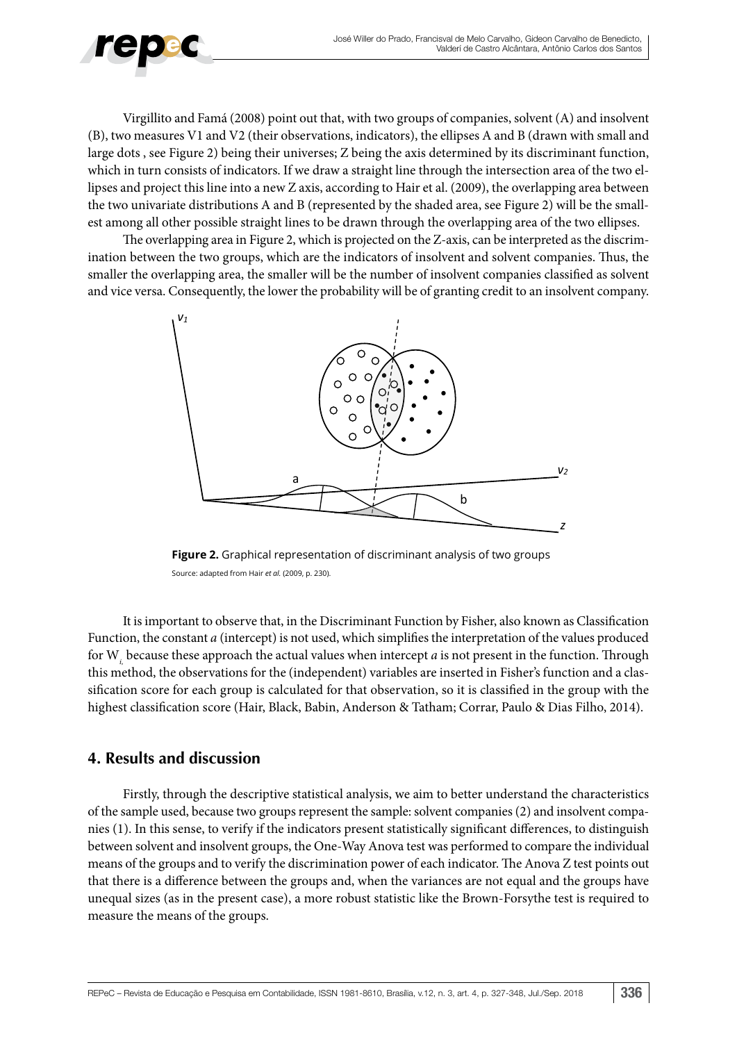Virgillito and Famá (2008) point out that, with two groups of companies, solvent (A) and insolvent (B), two measures V1 and V2 (their observations, indicators), the ellipses A and B (drawn with small and large dots , see Figure 2) being their universes; Z being the axis determined by its discriminant function, which in turn consists of indicators. If we draw a straight line through the intersection area of the two ellipses and project this line into a new Z axis, according to Hair et al. (2009), the overlapping area between the two univariate distributions A and B (represented by the shaded area, see Figure 2) will be the smallest among all other possible straight lines to be drawn through the overlapping area of the two ellipses.

The overlapping area in Figure 2, which is projected on the Z-axis, can be interpreted as the discrimination between the two groups, which are the indicators of insolvent and solvent companies. Thus, the smaller the overlapping area, the smaller will be the number of insolvent companies classified as solvent and vice versa. Consequently, the lower the probability will be of granting credit to an insolvent company.

**Figure 2.** Graphical representation of discriminant analysis of two groups

Source: adapted from Hair *et al.* (2009, p. 230).

It is important to observe that, in the Discriminant Function by Fisher, also known as Classification Function, the constant *a* (intercept) is not used, which simplifies the interpretation of the values produced for $W_i$, because these approach the actual values when intercept *a* is not present in the function. Through this method, the observations for the (independent) variables are inserted in Fisher's function and a classification score for each group is calculated for that observation, so it is classified in the group with the highest classification score (Hair, Black, Babin, Anderson & Tatham; Corrar, Paulo & Dias Filho, 2014).

## 4. Results and discussion

Firstly, through the descriptive statistical analysis, we aim to better understand the characteristics of the sample used, because two groups represent the sample: solvent companies (2) and insolvent companies (1). In this sense, to verify if the indicators present statistically significant differences, to distinguish between solvent and insolvent groups, the One-Way Anova test was performed to compare the individual means of the groups and to verify the discrimination power of each indicator. The Anova Z test points out that there is a difference between the groups and, when the variances are not equal and the groups have unequal sizes (as in the present case), a more robust statistic like the Brown-Forsythe test is required to measure the means of the groups.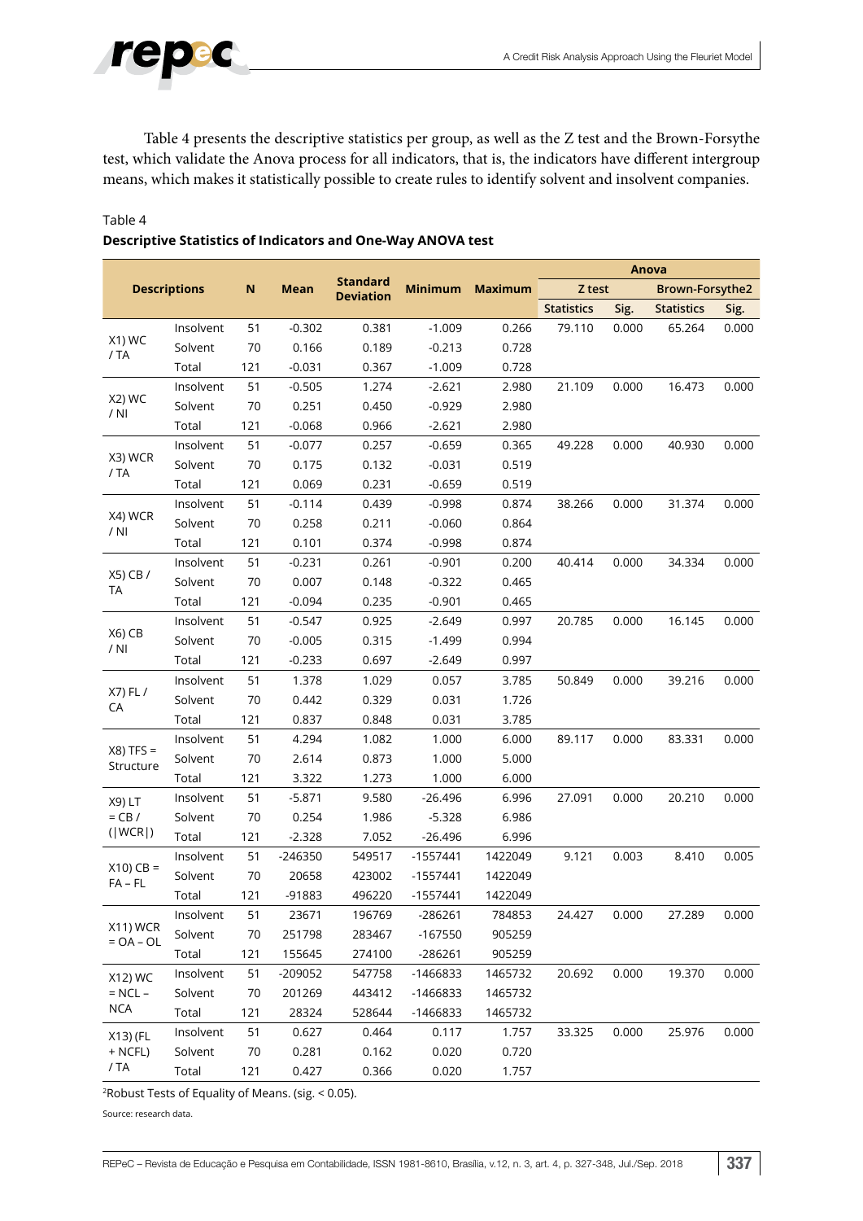Table 4 presents the descriptive statistics per group, as well as the Z test and the Brown-Forsythe test, which validate the Anova process for all indicators, that is, the indicators have different intergroup means, which makes it statistically possible to create rules to identify solvent and insolvent companies.

Table 4
**Descriptive Statistics of Indicators and One-Way ANOVA test**

| Descriptions | | N | Mean | Standard Deviation | Minimum | Maximum | Anova | | | |
|---|---|---|---|---|---|---|---|---|---|---|
| | | | | | | | Z test | | Brown-Forsythe2 | |
| | | | | | | | Statistics | Sig. | Statistics | Sig. |
| X1) WC / TA | Insolvent | 51 | -0.302 | 0.381 | -1.009 | 0.266 | 79.110 | 0.000 | 65.264 | 0.000 |
| | Solvent | 70 | 0.166 | 0.189 | -0.213 | 0.728 | | | | |
| | Total | 121 | -0.031 | 0.367 | -1.009 | 0.728 | | | | |
| X2) WC / NI | Insolvent | 51 | -0.505 | 1.274 | -2.621 | 2.980 | 21.109 | 0.000 | 16.473 | 0.000 |
| | Solvent | 70 | 0.251 | 0.450 | -0.929 | 2.980 | | | | |
| | Total | 121 | -0.068 | 0.966 | -2.621 | 2.980 | | | | |
| X3) WCR / TA | Insolvent | 51 | -0.077 | 0.257 | -0.659 | 0.365 | 49.228 | 0.000 | 40.930 | 0.000 |
| | Solvent | 70 | 0.175 | 0.132 | -0.031 | 0.519 | | | | |
| | Total | 121 | 0.069 | 0.231 | -0.659 | 0.519 | | | | |
| X4) WCR / NI | Insolvent | 51 | -0.114 | 0.439 | -0.998 | 0.874 | 38.266 | 0.000 | 31.374 | 0.000 |
| | Solvent | 70 | 0.258 | 0.211 | -0.060 | 0.864 | | | | |
| | Total | 121 | 0.101 | 0.374 | -0.998 | 0.874 | | | | |
| X5) CB / TA | Insolvent | 51 | -0.231 | 0.261 | -0.901 | 0.200 | 40.414 | 0.000 | 34.334 | 0.000 |
| | Solvent | 70 | 0.007 | 0.148 | -0.322 | 0.465 | | | | |
| | Total | 121 | -0.094 | 0.235 | -0.901 | 0.465 | | | | |
| X6) CB / NI | Insolvent | 51 | -0.547 | 0.925 | -2.649 | 0.997 | 20.785 | 0.000 | 16.145 | 0.000 |
| | Solvent | 70 | -0.005 | 0.315 | -1.499 | 0.994 | | | | |
| | Total | 121 | -0.233 | 0.697 | -2.649 | 0.997 | | | | |
| X7) FL / CA | Insolvent | 51 | 1.378 | 1.029 | 0.057 | 3.785 | 50.849 | 0.000 | 39.216 | 0.000 |
| | Solvent | 70 | 0.442 | 0.329 | 0.031 | 1.726 | | | | |
| | Total | 121 | 0.837 | 0.848 | 0.031 | 3.785 | | | | |
| X8) TFS = Structure | Insolvent | 51 | 4.294 | 1.082 | 1.000 | 6.000 | 89.117 | 0.000 | 83.331 | 0.000 |
| | Solvent | 70 | 2.614 | 0.873 | 1.000 | 5.000 | | | | |
| | Total | 121 | 3.322 | 1.273 | 1.000 | 6.000 | | | | |
| X9) LT = CB / (\|WCR\|) | Insolvent | 51 | -5.871 | 9.580 | -26.496 | 6.996 | 27.091 | 0.000 | 20.210 | 0.000 |
| | Solvent | 70 | 0.254 | 1.986 | -5.328 | 6.986 | | | | |
| | Total | 121 | -2.328 | 7.052 | -26.496 | 6.996 | | | | |
| X10) CB = FA – FL | Insolvent | 51 | -246350 | 549517 | -1557441 | 1422049 | 9.121 | 0.003 | 8.410 | 0.005 |
| | Solvent | 70 | 20658 | 423002 | -1557441 | 1422049 | | | | |
| | Total | 121 | -91883 | 496220 | -1557441 | 1422049 | | | | |
| X11) WCR = OA – OL | Insolvent | 51 | 23671 | 196769 | -286261 | 784853 | 24.427 | 0.000 | 27.289 | 0.000 |
| | Solvent | 70 | 251798 | 283467 | -167550 | 905259 | | | | |
| | Total | 121 | 155645 | 274100 | -286261 | 905259 | | | | |
| X12) WC = NCL – NCA | Insolvent | 51 | -209052 | 547758 | -1466833 | 1465732 | 20.692 | 0.000 | 19.370 | 0.000 |
| | Solvent | 70 | 201269 | 443412 | -1466833 | 1465732 | | | | |
| | Total | 121 | 28324 | 528644 | -1466833 | 1465732 | | | | |
| X13) (FL + NCFL) / TA | Insolvent | 51 | 0.627 | 0.464 | 0.117 | 1.757 | 33.325 | 0.000 | 25.976 | 0.000 |
| | Solvent | 70 | 0.281 | 0.162 | 0.020 | 0.720 | | | | |
| | Total | 121 | 0.427 | 0.366 | 0.020 | 1.757 | | | | |

[2]Robust Tests of Equality of Means. (sig. < 0.05).

Source: research data.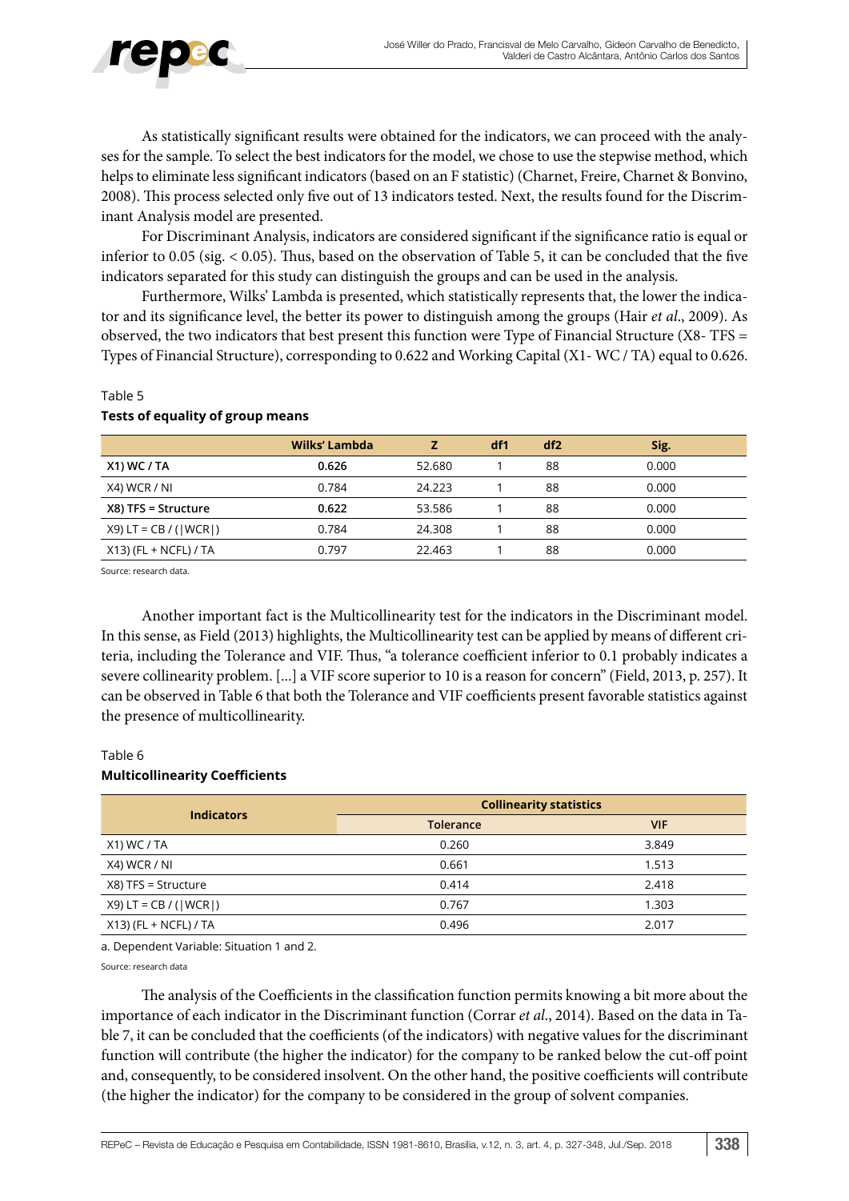As statistically significant results were obtained for the indicators, we can proceed with the analyses for the sample. To select the best indicators for the model, we chose to use the stepwise method, which helps to eliminate less significant indicators (based on an F statistic) (Charnet, Freire, Charnet & Bonvino, 2008). This process selected only five out of 13 indicators tested. Next, the results found for the Discriminant Analysis model are presented.

For Discriminant Analysis, indicators are considered significant if the significance ratio is equal or inferior to 0.05 (sig. < 0.05). Thus, based on the observation of Table 5, it can be concluded that the five indicators separated for this study can distinguish the groups and can be used in the analysis.

Furthermore, Wilks' Lambda is presented, which statistically represents that, the lower the indicator and its significance level, the better its power to distinguish among the groups (Hair *et al*., 2009). As observed, the two indicators that best present this function were Type of Financial Structure (X8- TFS = Types of Financial Structure), corresponding to 0.622 and Working Capital (X1- WC / TA) equal to 0.626.

Table 5

**Tests of equality of group means**

| | Wilks' Lambda | Z | df1 | df2 | Sig. |
|---|---|---|---|---|---|
| **X1) WC / TA** | **0.626** | 52.680 | 1 | 88 | 0.000 |
| X4) WCR / NI | 0.784 | 24.223 | 1 | 88 | 0.000 |
| **X8) TFS = Structure** | **0.622** | 53.586 | 1 | 88 | 0.000 |
| X9) LT = CB / (\|WCR\|) | 0.784 | 24.308 | 1 | 88 | 0.000 |
| X13) (FL + NCFL) / TA | 0.797 | 22.463 | 1 | 88 | 0.000 |

Source: research data.

Another important fact is the Multicollinearity test for the indicators in the Discriminant model. In this sense, as Field (2013) highlights, the Multicollinearity test can be applied by means of different criteria, including the Tolerance and VIF. Thus, "a tolerance coefficient inferior to 0.1 probably indicates a severe collinearity problem. [...] a VIF score superior to 10 is a reason for concern" (Field, 2013, p. 257). It can be observed in Table 6 that both the Tolerance and VIF coefficients present favorable statistics against the presence of multicollinearity.

Table 6

**Multicollinearity Coefficients**

| Indicators | Collinearity statistics | |
|---|---|---|
| | Tolerance | VIF |
| X1) WC / TA | 0.260 | 3.849 |
| X4) WCR / NI | 0.661 | 1.513 |
| X8) TFS = Structure | 0.414 | 2.418 |
| X9) LT = CB / (\|WCR\|) | 0.767 | 1.303 |
| X13) (FL + NCFL) / TA | 0.496 | 2.017 |

a. Dependent Variable: Situation 1 and 2.

Source: research data

The analysis of the Coefficients in the classification function permits knowing a bit more about the importance of each indicator in the Discriminant function (Corrar *et al*., 2014). Based on the data in Table 7, it can be concluded that the coefficients (of the indicators) with negative values for the discriminant function will contribute (the higher the indicator) for the company to be ranked below the cut-off point and, consequently, to be considered insolvent. On the other hand, the positive coefficients will contribute (the higher the indicator) for the company to be considered in the group of solvent companies.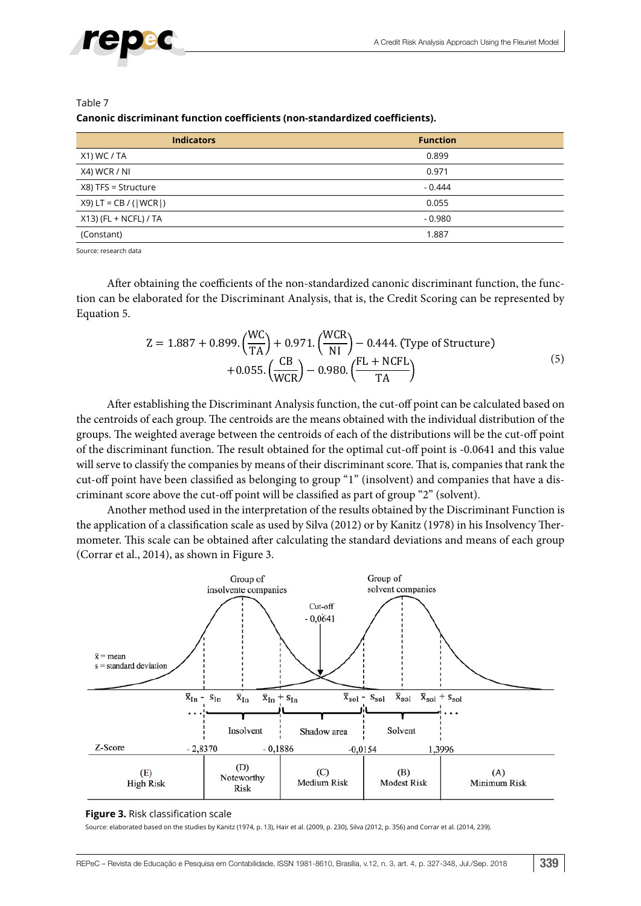Table 7

**Canonic discriminant function coefficients (non-standardized coefficients).**

| Indicators | Function |
|---|---|
| X1) WC / TA | 0.899 |
| X4) WCR / NI | 0.971 |
| X8) TFS = Structure | - 0.444 |
| X9) LT = CB / (\|WCR\|) | 0.055 |
| X13) (FL + NCFL) / TA | - 0.980 |
| (Constant) | 1.887 |

Source: research data

After obtaining the coefficients of the non-standardized canonic discriminant function, the function can be elaborated for the Discriminant Analysis, that is, the Credit Scoring can be represented by Equation 5.

$$
\begin{aligned}
Z = 1.887 + 0.899.\left(\frac{WC}{TA}\right) + 0.971.\left(\frac{WCR}{NI}\right) - 0.444.\,(\text{Type of Structure}) \\
+0.055.\left(\frac{CB}{WCR}\right) - 0.980.\left(\frac{FL + NCFL}{TA}\right)
\end{aligned}
\qquad (5)
$$

After establishing the Discriminant Analysis function, the cut-off point can be calculated based on the centroids of each group. The centroids are the means obtained with the individual distribution of the groups. The weighted average between the centroids of each of the distributions will be the cut-off point of the discriminant function. The result obtained for the optimal cut-off point is -0.0641 and this value will serve to classify the companies by means of their discriminant score. That is, companies that rank the cut-off point have been classified as belonging to group "1" (insolvent) and companies that have a discriminant score above the cut-off point will be classified as part of group "2" (solvent).

Another method used in the interpretation of the results obtained by the Discriminant Function is the application of a classification scale as used by Silva (2012) or by Kanitz (1978) in his Insolvency Thermometer. This scale can be obtained after calculating the standard deviations and means of each group (Corrar et al., 2014), as shown in Figure 3.

**Figure 3.** Risk classification scale

Source: elaborated based on the studies by Kanitz (1974, p. 13), Hair et al. (2009, p. 230), Silva (2012, p. 356) and Corrar et al. (2014, 239).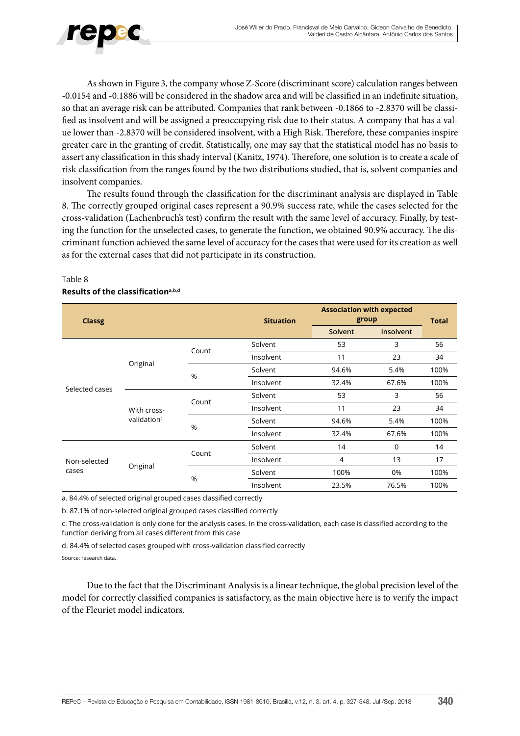As shown in Figure 3, the company whose Z-Score (discriminant score) calculation ranges between -0.0154 and -0.1886 will be considered in the shadow area and will be classified in an indefinite situation, so that an average risk can be attributed. Companies that rank between -0.1866 to -2.8370 will be classified as insolvent and will be assigned a preoccupying risk due to their status. A company that has a value lower than -2.8370 will be considered insolvent, with a High Risk. Therefore, these companies inspire greater care in the granting of credit. Statistically, one may say that the statistical model has no basis to assert any classification in this shady interval (Kanitz, 1974). Therefore, one solution is to create a scale of risk classification from the ranges found by the two distributions studied, that is, solvent companies and insolvent companies.

The results found through the classification for the discriminant analysis are displayed in Table 8. The correctly grouped original cases represent a 90.9% success rate, while the cases selected for the cross-validation (Lachenbruch's test) confirm the result with the same level of accuracy. Finally, by testing the function for the unselected cases, to generate the function, we obtained 90.9% accuracy. The discriminant function achieved the same level of accuracy for the cases that were used for its creation as well as for the external cases that did not participate in its construction.

Table 8
**Results of the classification[a,b,d]**

| Classg | | | Situation | Association with expected group | | Total |
|---|---|---|---|---|---|---|
| | | | | Solvent | Insolvent | |
| Selected cases | Original | Count | Solvent | 53 | 3 | 56 |
| | | | Insolvent | 11 | 23 | 34 |
| | | % | Solvent | 94.6% | 5.4% | 100% |
| | | | Insolvent | 32.4% | 67.6% | 100% |
| | With cross-validation[c] | Count | Solvent | 53 | 3 | 56 |
| | | | Insolvent | 11 | 23 | 34 |
| | | % | Solvent | 94.6% | 5.4% | 100% |
| | | | Insolvent | 32.4% | 67.6% | 100% |
| Non-selected cases | Original | Count | Solvent | 14 | 0 | 14 |
| | | | Insolvent | 4 | 13 | 17 |
| | | % | Solvent | 100% | 0% | 100% |
| | | | Insolvent | 23.5% | 76.5% | 100% |

a. 84.4% of selected original grouped cases classified correctly

b. 87.1% of non-selected original grouped cases classified correctly

c. The cross-validation is only done for the analysis cases. In the cross-validation, each case is classified according to the function deriving from all cases different from this case

d. 84.4% of selected cases grouped with cross-validation classified correctly

Source: research data.

Due to the fact that the Discriminant Analysis is a linear technique, the global precision level of the model for correctly classified companies is satisfactory, as the main objective here is to verify the impact of the Fleuriet model indicators.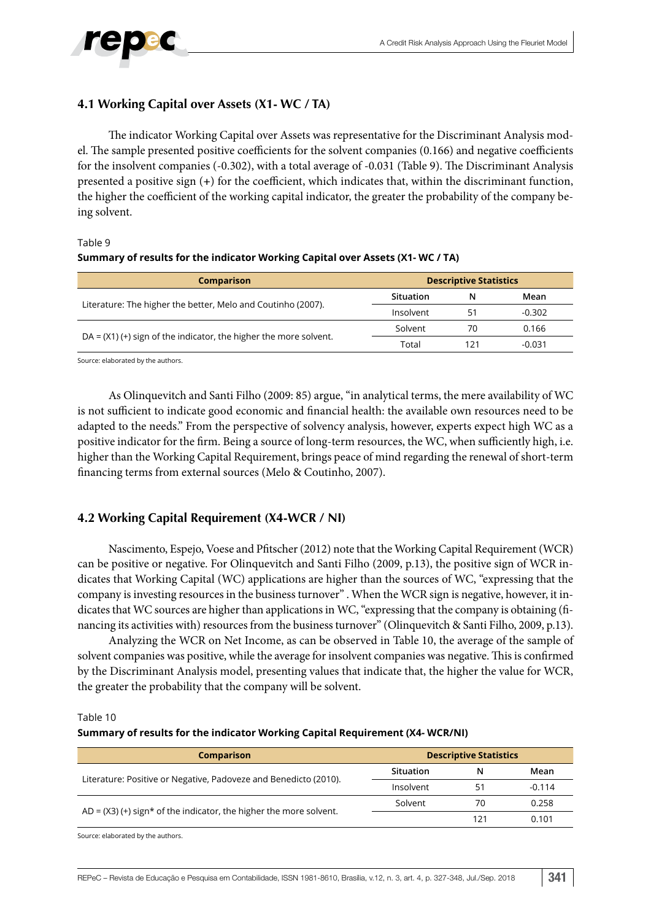### 4.1 Working Capital over Assets (X1- WC / TA)

The indicator Working Capital over Assets was representative for the Discriminant Analysis model. The sample presented positive coefficients for the solvent companies (0.166) and negative coefficients for the insolvent companies (-0.302), with a total average of -0.031 (Table 9). The Discriminant Analysis presented a positive sign (+) for the coefficient, which indicates that, within the discriminant function, the higher the coefficient of the working capital indicator, the greater the probability of the company being solvent.

Table 9

**Summary of results for the indicator Working Capital over Assets (X1- WC / TA)**

| Comparison | Descriptive Statistics | | |
|---|---|---|---|
| | Situation | N | Mean |
| Literature: The higher the better, Melo and Coutinho (2007). | Insolvent | 51 | -0.302 |
| DA = (X1) (+) sign of the indicator, the higher the more solvent. | Solvent | 70 | 0.166 |
| | Total | 121 | -0.031 |

Source: elaborated by the authors.

As Olinquevitch and Santi Filho (2009: 85) argue, "in analytical terms, the mere availability of WC is not sufficient to indicate good economic and financial health: the available own resources need to be adapted to the needs." From the perspective of solvency analysis, however, experts expect high WC as a positive indicator for the firm. Being a source of long-term resources, the WC, when sufficiently high, i.e. higher than the Working Capital Requirement, brings peace of mind regarding the renewal of short-term financing terms from external sources (Melo & Coutinho, 2007).

### 4.2 Working Capital Requirement (X4-WCR / NI)

Nascimento, Espejo, Voese and Pfitscher (2012) note that the Working Capital Requirement (WCR) can be positive or negative. For Olinquevitch and Santi Filho (2009, p.13), the positive sign of WCR indicates that Working Capital (WC) applications are higher than the sources of WC, "expressing that the company is investing resources in the business turnover" . When the WCR sign is negative, however, it indicates that WC sources are higher than applications in WC, "expressing that the company is obtaining (financing its activities with) resources from the business turnover" (Olinquevitch & Santi Filho, 2009, p.13).

Analyzing the WCR on Net Income, as can be observed in Table 10, the average of the sample of solvent companies was positive, while the average for insolvent companies was negative. This is confirmed by the Discriminant Analysis model, presenting values that indicate that, the higher the value for WCR, the greater the probability that the company will be solvent.

Table 10

**Summary of results for the indicator Working Capital Requirement (X4- WCR/NI)**

| Comparison | Descriptive Statistics | | |
|---|---|---|---|
| | Situation | N | Mean |
| Literature: Positive or Negative, Padoveze and Benedicto (2010). | Insolvent | 51 | -0.114 |
| AD = (X3) (+) sign* of the indicator, the higher the more solvent. | Solvent | 70 | 0.258 |
| | | 121 | 0.101 |

Source: elaborated by the authors.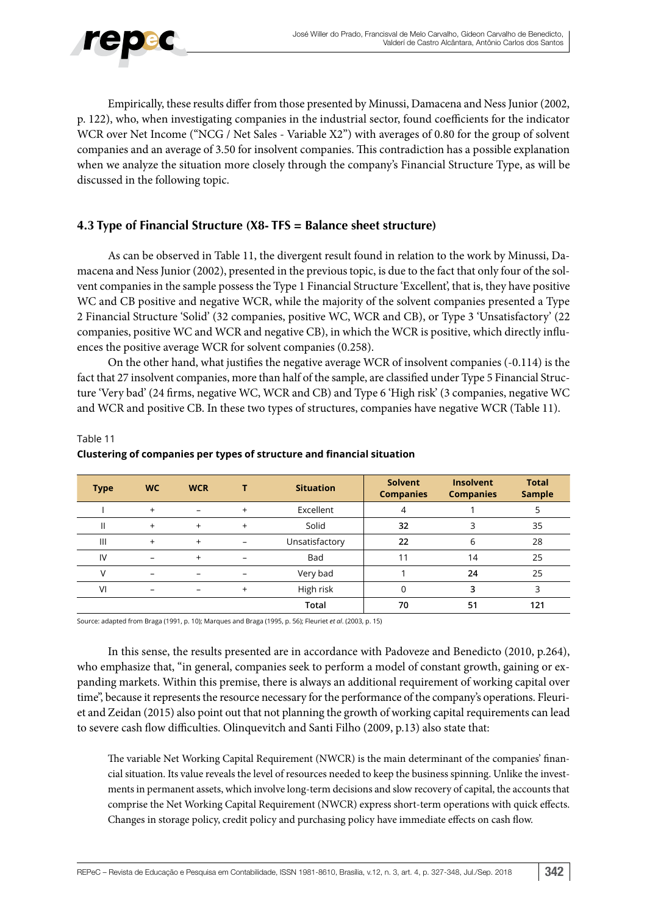Empirically, these results differ from those presented by Minussi, Damacena and Ness Junior (2002, p. 122), who, when investigating companies in the industrial sector, found coefficients for the indicator WCR over Net Income ("NCG / Net Sales - Variable X2") with averages of 0.80 for the group of solvent companies and an average of 3.50 for insolvent companies. This contradiction has a possible explanation when we analyze the situation more closely through the company's Financial Structure Type, as will be discussed in the following topic.

### 4.3 Type of Financial Structure (X8- TFS = Balance sheet structure)

As can be observed in Table 11, the divergent result found in relation to the work by Minussi, Damacena and Ness Junior (2002), presented in the previous topic, is due to the fact that only four of the solvent companies in the sample possess the Type 1 Financial Structure 'Excellent', that is, they have positive WC and CB positive and negative WCR, while the majority of the solvent companies presented a Type 2 Financial Structure 'Solid' (32 companies, positive WC, WCR and CB), or Type 3 'Unsatisfactory' (22 companies, positive WC and WCR and negative CB), in which the WCR is positive, which directly influences the positive average WCR for solvent companies (0.258).

On the other hand, what justifies the negative average WCR of insolvent companies (-0.114) is the fact that 27 insolvent companies, more than half of the sample, are classified under Type 5 Financial Structure 'Very bad' (24 firms, negative WC, WCR and CB) and Type 6 'High risk' (3 companies, negative WC and WCR and positive CB. In these two types of structures, companies have negative WCR (Table 11).

Table 11

**Clustering of companies per types of structure and financial situation**

| Type | WC | WCR | T | Situation | Solvent Companies | Insolvent Companies | Total Sample |
|---|---|---|---|---|---|---|---|
| I | + | – | + | Excellent | 4 | 1 | 5 |
| II | + | + | + | Solid | **32** | 3 | 35 |
| III | + | + | – | Unsatisfactory | **22** | 6 | 28 |
| IV | – | + | – | Bad | 11 | 14 | 25 |
| V | – | – | – | Very bad | 1 | **24** | 25 |
| VI | – | – | + | High risk | 0 | **3** | 3 |
| | | | | **Total** | **70** | **51** | **121** |

Source: adapted from Braga (1991, p. 10); Marques and Braga (1995, p. 56); Fleuriet *et al*. (2003, p. 15)

In this sense, the results presented are in accordance with Padoveze and Benedicto (2010, p.264), who emphasize that, "in general, companies seek to perform a model of constant growth, gaining or expanding markets. Within this premise, there is always an additional requirement of working capital over time", because it represents the resource necessary for the performance of the company's operations. Fleuriet and Zeidan (2015) also point out that not planning the growth of working capital requirements can lead to severe cash flow difficulties. Olinquevitch and Santi Filho (2009, p.13) also state that:

> The variable Net Working Capital Requirement (NWCR) is the main determinant of the companies' financial situation. Its value reveals the level of resources needed to keep the business spinning. Unlike the investments in permanent assets, which involve long-term decisions and slow recovery of capital, the accounts that comprise the Net Working Capital Requirement (NWCR) express short-term operations with quick effects. Changes in storage policy, credit policy and purchasing policy have immediate effects on cash flow.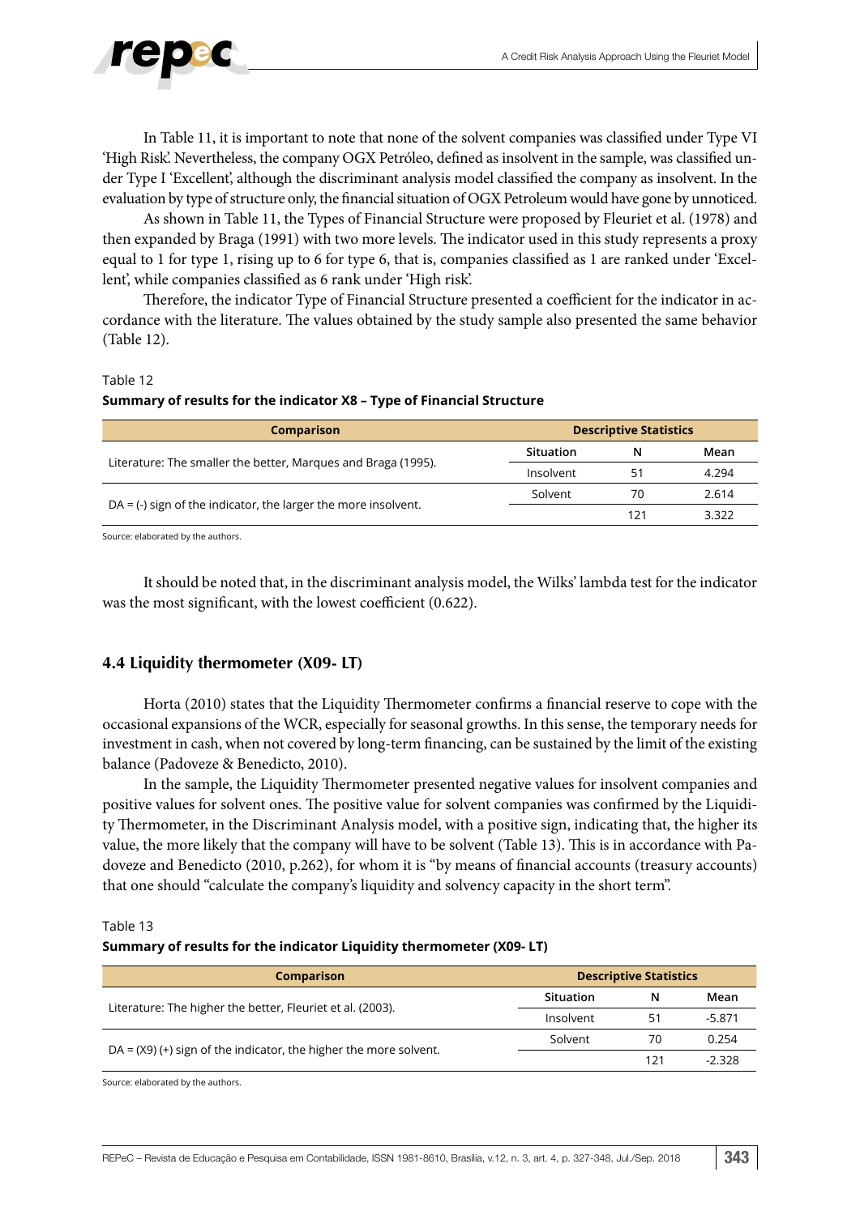In Table 11, it is important to note that none of the solvent companies was classified under Type VI 'High Risk'. Nevertheless, the company OGX Petróleo, defined as insolvent in the sample, was classified under Type I 'Excellent', although the discriminant analysis model classified the company as insolvent. In the evaluation by type of structure only, the financial situation of OGX Petroleum would have gone by unnoticed.

As shown in Table 11, the Types of Financial Structure were proposed by Fleuriet et al. (1978) and then expanded by Braga (1991) with two more levels. The indicator used in this study represents a proxy equal to 1 for type 1, rising up to 6 for type 6, that is, companies classified as 1 are ranked under 'Excellent', while companies classified as 6 rank under 'High risk'.

Therefore, the indicator Type of Financial Structure presented a coefficient for the indicator in accordance with the literature. The values obtained by the study sample also presented the same behavior (Table 12).

Table 12

**Summary of results for the indicator X8 – Type of Financial Structure**

| Comparison | Descriptive Statistics | | |
|---|---|---|---|
| Literature: The smaller the better, Marques and Braga (1995). | Situation | N | Mean |
| | Insolvent | 51 | 4.294 |
| DA = (-) sign of the indicator, the larger the more insolvent. | Solvent | 70 | 2.614 |
| | | 121 | 3.322 |

Source: elaborated by the authors.

It should be noted that, in the discriminant analysis model, the Wilks' lambda test for the indicator was the most significant, with the lowest coefficient (0.622).

## 4.4 Liquidity thermometer (X09- LT)

Horta (2010) states that the Liquidity Thermometer confirms a financial reserve to cope with the occasional expansions of the WCR, especially for seasonal growths. In this sense, the temporary needs for investment in cash, when not covered by long-term financing, can be sustained by the limit of the existing balance (Padoveze & Benedicto, 2010).

In the sample, the Liquidity Thermometer presented negative values for insolvent companies and positive values for solvent ones. The positive value for solvent companies was confirmed by the Liquidity Thermometer, in the Discriminant Analysis model, with a positive sign, indicating that, the higher its value, the more likely that the company will have to be solvent (Table 13). This is in accordance with Padoveze and Benedicto (2010, p.262), for whom it is "by means of financial accounts (treasury accounts) that one should "calculate the company's liquidity and solvency capacity in the short term".

Table 13

**Summary of results for the indicator Liquidity thermometer (X09- LT)**

| Comparison | Descriptive Statistics | | |
|---|---|---|---|
| Literature: The higher the better, Fleuriet et al. (2003). | Situation | N | Mean |
| | Insolvent | 51 | -5.871 |
| DA = (X9) (+) sign of the indicator, the higher the more solvent. | Solvent | 70 | 0.254 |
| | | 121 | -2.328 |

Source: elaborated by the authors.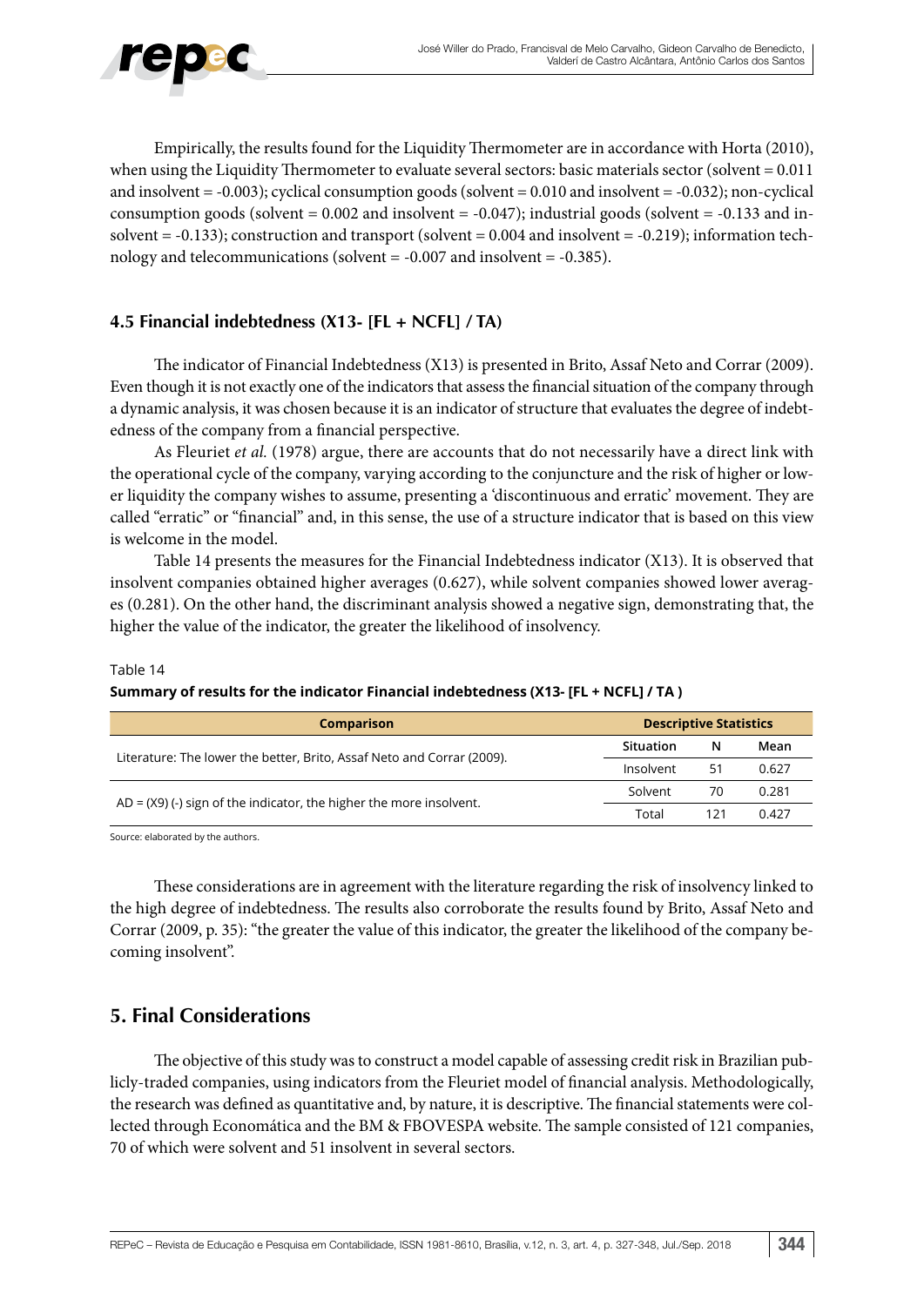Empirically, the results found for the Liquidity Thermometer are in accordance with Horta (2010), when using the Liquidity Thermometer to evaluate several sectors: basic materials sector (solvent = 0.011 and insolvent = -0.003); cyclical consumption goods (solvent = 0.010 and insolvent = -0.032); non-cyclical consumption goods (solvent = 0.002 and insolvent = -0.047); industrial goods (solvent = -0.133 and insolvent = -0.133); construction and transport (solvent = 0.004 and insolvent = -0.219); information technology and telecommunications (solvent = -0.007 and insolvent = -0.385).

### 4.5 Financial indebtedness (X13- [FL + NCFL] / TA)

The indicator of Financial Indebtedness (X13) is presented in Brito, Assaf Neto and Corrar (2009). Even though it is not exactly one of the indicators that assess the financial situation of the company through a dynamic analysis, it was chosen because it is an indicator of structure that evaluates the degree of indebtedness of the company from a financial perspective.

As Fleuriet *et al.* (1978) argue, there are accounts that do not necessarily have a direct link with the operational cycle of the company, varying according to the conjuncture and the risk of higher or lower liquidity the company wishes to assume, presenting a 'discontinuous and erratic' movement. They are called "erratic" or "financial" and, in this sense, the use of a structure indicator that is based on this view is welcome in the model.

Table 14 presents the measures for the Financial Indebtedness indicator (X13). It is observed that insolvent companies obtained higher averages (0.627), while solvent companies showed lower averages (0.281). On the other hand, the discriminant analysis showed a negative sign, demonstrating that, the higher the value of the indicator, the greater the likelihood of insolvency.

Table 14
**Summary of results for the indicator Financial indebtedness (X13- [FL + NCFL] / TA )**

| Comparison | Descriptive Statistics | | |
|---|---|---|---|
| | Situation | N | Mean |
| Literature: The lower the better, Brito, Assaf Neto and Corrar (2009). | Insolvent | 51 | 0.627 |
| AD = (X9) (-) sign of the indicator, the higher the more insolvent. | Solvent | 70 | 0.281 |
| | Total | 121 | 0.427 |

Source: elaborated by the authors.

These considerations are in agreement with the literature regarding the risk of insolvency linked to the high degree of indebtedness. The results also corroborate the results found by Brito, Assaf Neto and Corrar (2009, p. 35): "the greater the value of this indicator, the greater the likelihood of the company becoming insolvent".

## 5. Final Considerations

The objective of this study was to construct a model capable of assessing credit risk in Brazilian publicly-traded companies, using indicators from the Fleuriet model of financial analysis. Methodologically, the research was defined as quantitative and, by nature, it is descriptive. The financial statements were collected through Economática and the BM & FBOVESPA website. The sample consisted of 121 companies, 70 of which were solvent and 51 insolvent in several sectors.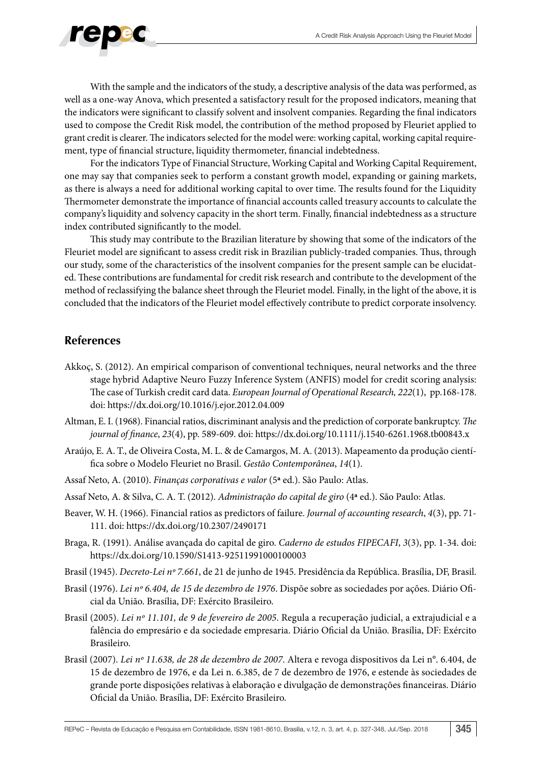With the sample and the indicators of the study, a descriptive analysis of the data was performed, as well as a one-way Anova, which presented a satisfactory result for the proposed indicators, meaning that the indicators were significant to classify solvent and insolvent companies. Regarding the final indicators used to compose the Credit Risk model, the contribution of the method proposed by Fleuriet applied to grant credit is clearer. The indicators selected for the model were: working capital, working capital requirement, type of financial structure, liquidity thermometer, financial indebtedness.

For the indicators Type of Financial Structure, Working Capital and Working Capital Requirement, one may say that companies seek to perform a constant growth model, expanding or gaining markets, as there is always a need for additional working capital to over time. The results found for the Liquidity Thermometer demonstrate the importance of financial accounts called treasury accounts to calculate the company's liquidity and solvency capacity in the short term. Finally, financial indebtedness as a structure index contributed significantly to the model.

This study may contribute to the Brazilian literature by showing that some of the indicators of the Fleuriet model are significant to assess credit risk in Brazilian publicly-traded companies. Thus, through our study, some of the characteristics of the insolvent companies for the present sample can be elucidated. These contributions are fundamental for credit risk research and contribute to the development of the method of reclassifying the balance sheet through the Fleuriet model. Finally, in the light of the above, it is concluded that the indicators of the Fleuriet model effectively contribute to predict corporate insolvency.

## References

Akkoç, S. (2012). An empirical comparison of conventional techniques, neural networks and the three stage hybrid Adaptive Neuro Fuzzy Inference System (ANFIS) model for credit scoring analysis: The case of Turkish credit card data. *European Journal of Operational Research, 222*(1), pp.168-178. doi: https://dx.doi.org/10.1016/j.ejor.2012.04.009

Altman, E. I. (1968). Financial ratios, discriminant analysis and the prediction of corporate bankruptcy. *The journal of finance*, *23*(4), pp. 589-609. doi: https://dx.doi.org/10.1111/j.1540-6261.1968.tb00843.x

Araújo, E. A. T., de Oliveira Costa, M. L. & de Camargos, M. A. (2013). Mapeamento da produção científica sobre o Modelo Fleuriet no Brasil. *Gestão Contemporânea*, *14*(1).

Assaf Neto, A. (2010). *Finanças corporativas e valor* (5ª ed.). São Paulo: Atlas.

Assaf Neto, A. & Silva, C. A. T. (2012). *Administração do capital de giro* (4ª ed.). São Paulo: Atlas.

Beaver, W. H. (1966). Financial ratios as predictors of failure. *Journal of accounting research*, *4*(3), pp. 71-111. doi: https://dx.doi.org/10.2307/2490171

Braga, R. (1991). Análise avançada do capital de giro. *Caderno de estudos FIPECAFI*, *3*(3), pp. 1-34. doi: https://dx.doi.org/10.1590/S1413-92511991000100003

Brasil (1945). *Decreto-Lei nº 7.661*, de 21 de junho de 1945. Presidência da República. Brasília, DF, Brasil.

Brasil (1976). *Lei nº 6.404, de 15 de dezembro de 1976*. Dispõe sobre as sociedades por ações. Diário Oficial da União. Brasília, DF: Exército Brasileiro.

Brasil (2005). *Lei nº 11.101, de 9 de fevereiro de 2005*. Regula a recuperação judicial, a extrajudicial e a falência do empresário e da sociedade empresaria. Diário Oficial da União. Brasília, DF: Exército Brasileiro.

Brasil (2007). *Lei nº 11.638, de 28 de dezembro de 2007*. Altera e revoga dispositivos da Lei nº. 6.404, de 15 de dezembro de 1976, e da Lei n. 6.385, de 7 de dezembro de 1976, e estende às sociedades de grande porte disposições relativas à elaboração e divulgação de demonstrações financeiras. Diário Oficial da União. Brasília, DF: Exército Brasileiro.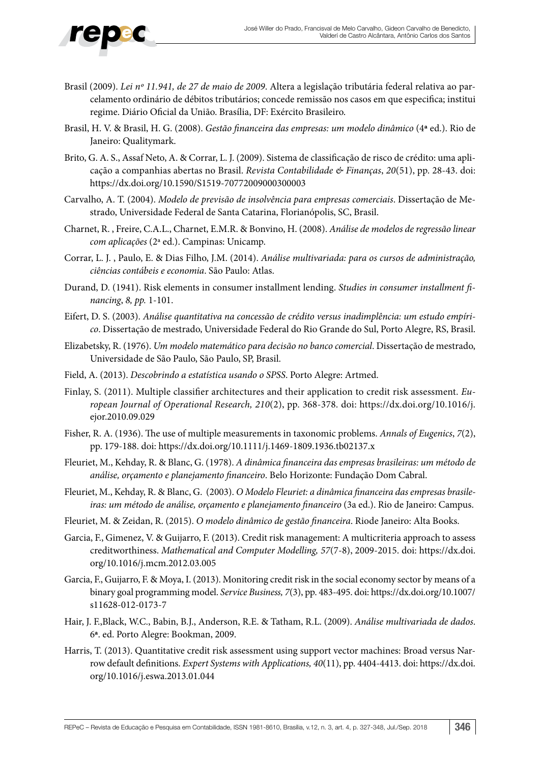Brasil (2009). *Lei nº 11.941, de 27 de maio de 2009*. Altera a legislação tributária federal relativa ao parcelamento ordinário de débitos tributários; concede remissão nos casos em que especifica; institui regime. Diário Oficial da União. Brasília, DF: Exército Brasileiro.

Brasil, H. V. & Brasil, H. G. (2008). *Gestão financeira das empresas: um modelo dinâmico* (4ª ed.). Rio de Janeiro: Qualitymark.

Brito, G. A. S., Assaf Neto, A. & Corrar, L. J. (2009). Sistema de classificação de risco de crédito: uma aplicação a companhias abertas no Brasil. *Revista Contabilidade & Finanças*, *20*(51), pp. 28-43. doi: https://dx.doi.org/10.1590/S1519-70772009000300003

Carvalho, A. T. (2004). *Modelo de previsão de insolvência para empresas comerciais*. Dissertação de Mestrado, Universidade Federal de Santa Catarina, Florianópolis, SC, Brasil.

Charnet, R. , Freire, C.A.L., Charnet, E.M.R. & Bonvino, H. (2008). *Análise de modelos de regressão linear com aplicações* (2ª ed.). Campinas: Unicamp.

Corrar, L. J. , Paulo, E. & Dias Filho, J.M. (2014). *Análise multivariada: para os cursos de administração, ciências contábeis e economia*. São Paulo: Atlas.

Durand, D. (1941). Risk elements in consumer installment lending. *Studies in consumer installment financing, 8, pp.* 1-101.

Eifert, D. S. (2003). *Análise quantitativa na concessão de crédito versus inadimplência: um estudo empírico*. Dissertação de mestrado, Universidade Federal do Rio Grande do Sul, Porto Alegre, RS, Brasil.

Elizabetsky, R. (1976). *Um modelo matemático para decisão no banco comercial*. Dissertação de mestrado, Universidade de São Paulo, São Paulo, SP, Brasil.

Field, A. (2013). *Descobrindo a estatística usando o SPSS*. Porto Alegre: Artmed.

Finlay, S. (2011). Multiple classifier architectures and their application to credit risk assessment. *European Journal of Operational Research, 210*(2), pp. 368-378. doi: https://dx.doi.org/10.1016/j.ejor.2010.09.029

Fisher, R. A. (1936). The use of multiple measurements in taxonomic problems. *Annals of Eugenics*, *7*(2), pp. 179-188. doi: https://dx.doi.org/10.1111/j.1469-1809.1936.tb02137.x

Fleuriet, M., Kehday, R. & Blanc, G. (1978). *A dinâmica financeira das empresas brasileiras: um método de análise, orçamento e planejamento financeiro*. Belo Horizonte: Fundação Dom Cabral.

Fleuriet, M., Kehday, R. & Blanc, G. (2003). *O Modelo Fleuriet: a dinâmica financeira das empresas brasileiras: um método de análise, orçamento e planejamento financeiro* (3a ed.). Rio de Janeiro: Campus.

Fleuriet, M. & Zeidan, R. (2015). *O modelo dinâmico de gestão financeira*. Riode Janeiro: Alta Books.

Garcia, F., Gimenez, V. & Guijarro, F. (2013). Credit risk management: A multicriteria approach to assess creditworthiness. *Mathematical and Computer Modelling, 57*(7-8), 2009-2015. doi: https://dx.doi.org/10.1016/j.mcm.2012.03.005

Garcia, F., Guijarro, F. & Moya, I. (2013). Monitoring credit risk in the social economy sector by means of a binary goal programming model. *Service Business, 7*(3), pp. 483-495. doi: https://dx.doi.org/10.1007/s11628-012-0173-7

Hair, J. F.,Black, W.C., Babin, B.J., Anderson, R.E. & Tatham, R.L. (2009). *Análise multivariada de dados*. 6ª. ed. Porto Alegre: Bookman, 2009.

Harris, T. (2013). Quantitative credit risk assessment using support vector machines: Broad versus Narrow default definitions. *Expert Systems with Applications, 40*(11), pp. 4404-4413. doi: https://dx.doi.org/10.1016/j.eswa.2013.01.044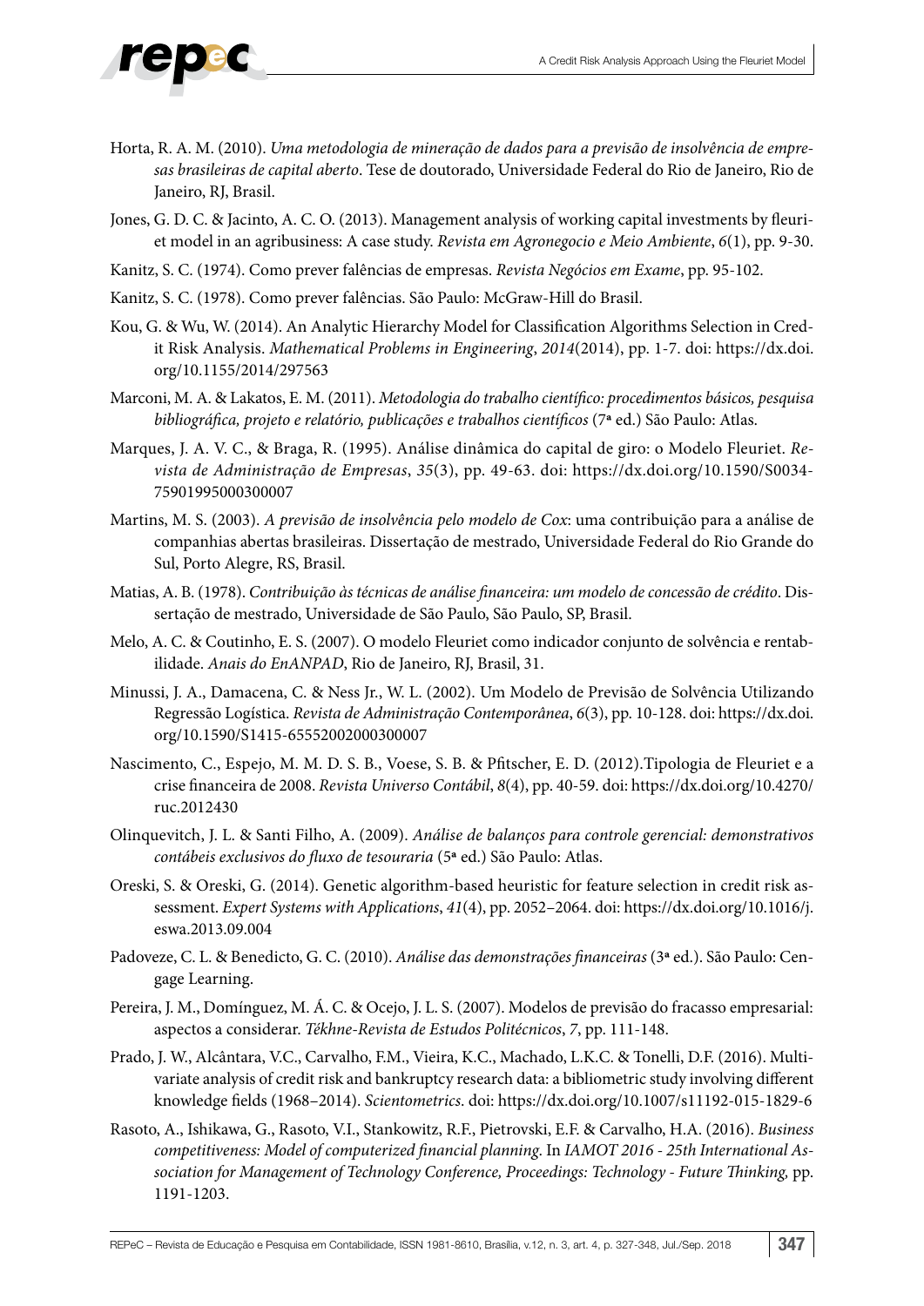Horta, R. A. M. (2010). *Uma metodologia de mineração de dados para a previsão de insolvência de empresas brasileiras de capital aberto*. Tese de doutorado, Universidade Federal do Rio de Janeiro, Rio de Janeiro, RJ, Brasil.

Jones, G. D. C. & Jacinto, A. C. O. (2013). Management analysis of working capital investments by fleuriet model in an agribusiness: A case study. *Revista em Agronegocio e Meio Ambiente*, *6*(1), pp. 9-30.

Kanitz, S. C. (1974). Como prever falências de empresas. *Revista Negócios em Exame*, pp. 95-102.

Kanitz, S. C. (1978). Como prever falências. São Paulo: McGraw-Hill do Brasil.

Kou, G. & Wu, W. (2014). An Analytic Hierarchy Model for Classification Algorithms Selection in Credit Risk Analysis. *Mathematical Problems in Engineering*, *2014*(2014), pp. 1-7. doi: https://dx.doi.org/10.1155/2014/297563

Marconi, M. A. & Lakatos, E. M. (2011). *Metodologia do trabalho científico: procedimentos básicos, pesquisa bibliográfica, projeto e relatório, publicações e trabalhos científicos* (7ª ed.) São Paulo: Atlas.

Marques, J. A. V. C., & Braga, R. (1995). Análise dinâmica do capital de giro: o Modelo Fleuriet. *Revista de Administração de Empresas*, *35*(3), pp. 49-63. doi: https://dx.doi.org/10.1590/S0034-75901995000300007

Martins, M. S. (2003). *A previsão de insolvência pelo modelo de Cox*: uma contribuição para a análise de companhias abertas brasileiras. Dissertação de mestrado, Universidade Federal do Rio Grande do Sul, Porto Alegre, RS, Brasil.

Matias, A. B. (1978). *Contribuição às técnicas de análise financeira: um modelo de concessão de crédito*. Dissertação de mestrado, Universidade de São Paulo, São Paulo, SP, Brasil.

Melo, A. C. & Coutinho, E. S. (2007). O modelo Fleuriet como indicador conjunto de solvência e rentabilidade. *Anais do EnANPAD*, Rio de Janeiro, RJ, Brasil, 31.

Minussi, J. A., Damacena, C. & Ness Jr., W. L. (2002). Um Modelo de Previsão de Solvência Utilizando Regressão Logística. *Revista de Administração Contemporânea*, *6*(3), pp. 10-128. doi: https://dx.doi.org/10.1590/S1415-65552002000300007

Nascimento, C., Espejo, M. M. D. S. B., Voese, S. B. & Pfitscher, E. D. (2012).Tipologia de Fleuriet e a crise financeira de 2008. *Revista Universo Contábil*, *8*(4), pp. 40-59. doi: https://dx.doi.org/10.4270/ruc.2012430

Olinquevitch, J. L. & Santi Filho, A. (2009). *Análise de balanços para controle gerencial: demonstrativos contábeis exclusivos do fluxo de tesouraria* (5ª ed.) São Paulo: Atlas.

Oreski, S. & Oreski, G. (2014). Genetic algorithm-based heuristic for feature selection in credit risk assessment. *Expert Systems with Applications*, *41*(4), pp. 2052–2064. doi: https://dx.doi.org/10.1016/j.eswa.2013.09.004

Padoveze, C. L. & Benedicto, G. C. (2010). *Análise das demonstrações financeiras* (3ª ed.). São Paulo: Cengage Learning.

Pereira, J. M., Domínguez, M. Á. C. & Ocejo, J. L. S. (2007). Modelos de previsão do fracasso empresarial: aspectos a considerar. *Tékhne-Revista de Estudos Politécnicos*, *7*, pp. 111-148.

Prado, J. W., Alcântara, V.C., Carvalho, F.M., Vieira, K.C., Machado, L.K.C. & Tonelli, D.F. (2016). Multivariate analysis of credit risk and bankruptcy research data: a bibliometric study involving different knowledge fields (1968–2014). *Scientometrics*. doi: https://dx.doi.org/10.1007/s11192-015-1829-6

Rasoto, A., Ishikawa, G., Rasoto, V.I., Stankowitz, R.F., Pietrovski, E.F. & Carvalho, H.A. (2016). *Business competitiveness: Model of computerized financial planning*. In *IAMOT 2016 - 25th International Association for Management of Technology Conference, Proceedings: Technology - Future Thinking,* pp. 1191-1203.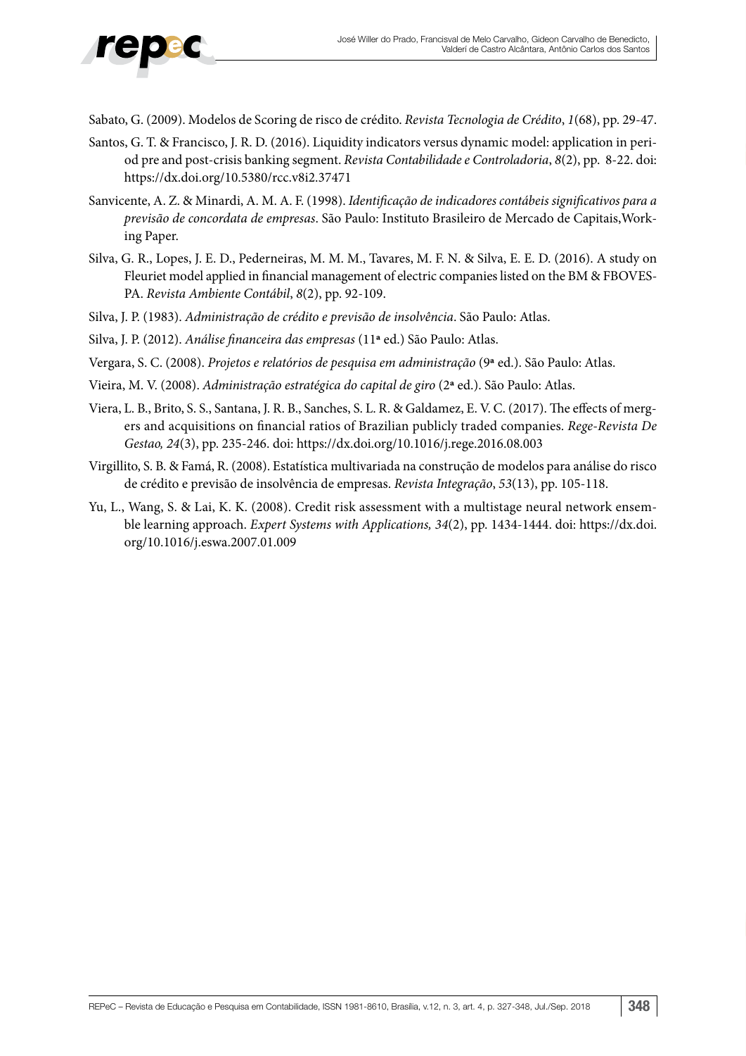Sabato, G. (2009). Modelos de Scoring de risco de crédito. *Revista Tecnologia de Crédito*, *1*(68), pp. 29-47.

Santos, G. T. & Francisco, J. R. D. (2016). Liquidity indicators versus dynamic model: application in period pre and post-crisis banking segment. *Revista Contabilidade e Controladoria*, *8*(2), pp. 8-22. doi: https://dx.doi.org/10.5380/rcc.v8i2.37471

Sanvicente, A. Z. & Minardi, A. M. A. F. (1998). *Identificação de indicadores contábeis significativos para a previsão de concordata de empresas*. São Paulo: Instituto Brasileiro de Mercado de Capitais,Working Paper.

Silva, G. R., Lopes, J. E. D., Pederneiras, M. M. M., Tavares, M. F. N. & Silva, E. E. D. (2016). A study on Fleuriet model applied in financial management of electric companies listed on the BM & FBOVESPA. *Revista Ambiente Contábil*, *8*(2), pp. 92-109.

Silva, J. P. (1983). *Administração de crédito e previsão de insolvência*. São Paulo: Atlas.

Silva, J. P. (2012). *Análise financeira das empresas* (11ª ed.) São Paulo: Atlas.

Vergara, S. C. (2008). *Projetos e relatórios de pesquisa em administração* (9ª ed.). São Paulo: Atlas.

Vieira, M. V. (2008). *Administração estratégica do capital de giro* (2ª ed.). São Paulo: Atlas.

Viera, L. B., Brito, S. S., Santana, J. R. B., Sanches, S. L. R. & Galdamez, E. V. C. (2017). The effects of mergers and acquisitions on financial ratios of Brazilian publicly traded companies. *Rege-Revista De Gestao, 24*(3), pp. 235-246. doi: https://dx.doi.org/10.1016/j.rege.2016.08.003

Virgillito, S. B. & Famá, R. (2008). Estatística multivariada na construção de modelos para análise do risco de crédito e previsão de insolvência de empresas. *Revista Integração*, *53*(13), pp. 105-118.

Yu, L., Wang, S. & Lai, K. K. (2008). Credit risk assessment with a multistage neural network ensemble learning approach. *Expert Systems with Applications, 34*(2), pp. 1434-1444. doi: https://dx.doi.org/10.1016/j.eswa.2007.01.009